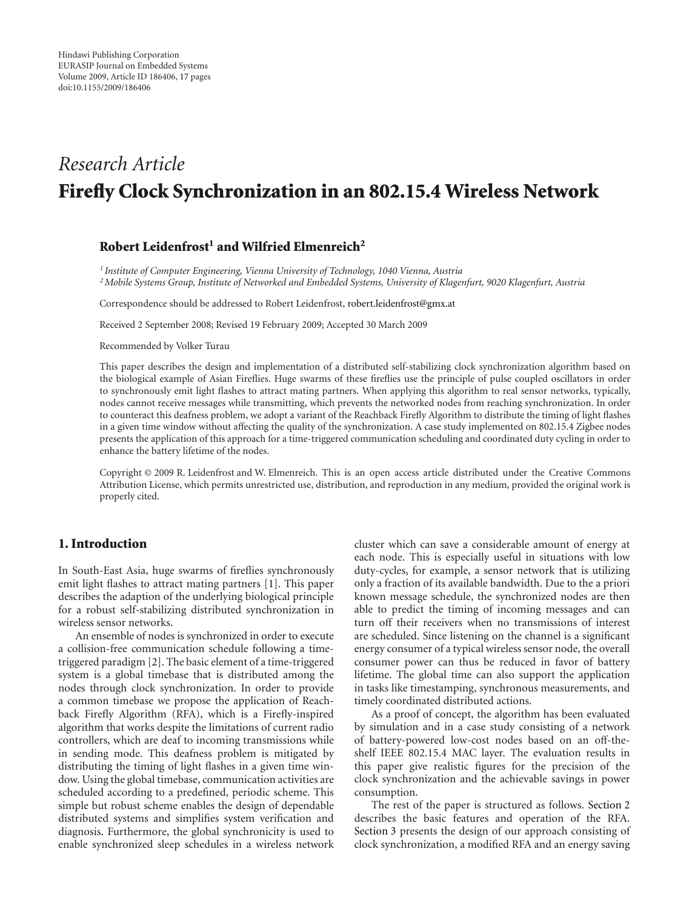Hindawi Publishing Corporation
EURASIP Journal on Embedded Systems
Volume 2009, Article ID 186406, 17 pages
doi:10.1155/2009/186406

*Research Article*

# Firefly Clock Synchronization in an 802.15.4 Wireless Network

**Robert Leidenfrost[1] and Wilfried Elmenreich[2]**

[1] *Institute of Computer Engineering, Vienna University of Technology, 1040 Vienna, Austria*
[2] *Mobile Systems Group, Institute of Networked and Embedded Systems, University of Klagenfurt, 9020 Klagenfurt, Austria*

Correspondence should be addressed to Robert Leidenfrost, robert.leidenfrost@gmx.at

Received 2 September 2008; Revised 19 February 2009; Accepted 30 March 2009

Recommended by Volker Turau

This paper describes the design and implementation of a distributed self-stabilizing clock synchronization algorithm based on the biological example of Asian Fireflies. Huge swarms of these fireflies use the principle of pulse coupled oscillators in order to synchronously emit light flashes to attract mating partners. When applying this algorithm to real sensor networks, typically, nodes cannot receive messages while transmitting, which prevents the networked nodes from reaching synchronization. In order to counteract this deafness problem, we adopt a variant of the Reachback Firefly Algorithm to distribute the timing of light flashes in a given time window without affecting the quality of the synchronization. A case study implemented on 802.15.4 Zigbee nodes presents the application of this approach for a time-triggered communication scheduling and coordinated duty cycling in order to enhance the battery lifetime of the nodes.

Copyright © 2009 R. Leidenfrost and W. Elmenreich. This is an open access article distributed under the Creative Commons Attribution License, which permits unrestricted use, distribution, and reproduction in any medium, provided the original work is properly cited.

## 1. Introduction

In South-East Asia, huge swarms of fireflies synchronously emit light flashes to attract mating partners [1]. This paper describes the adaption of the underlying biological principle for a robust self-stabilizing distributed synchronization in wireless sensor networks.

An ensemble of nodes is synchronized in order to execute a collision-free communication schedule following a time-triggered paradigm [2]. The basic element of a time-triggered system is a global timebase that is distributed among the nodes through clock synchronization. In order to provide a common timebase we propose the application of Reachback Firefly Algorithm (RFA), which is a Firefly-inspired algorithm that works despite the limitations of current radio controllers, which are deaf to incoming transmissions while in sending mode. This deafness problem is mitigated by distributing the timing of light flashes in a given time window. Using the global timebase, communication activities are scheduled according to a predefined, periodic scheme. This simple but robust scheme enables the design of dependable distributed systems and simplifies system verification and diagnosis. Furthermore, the global synchronicity is used to enable synchronized sleep schedules in a wireless network cluster which can save a considerable amount of energy at each node. This is especially useful in situations with low duty-cycles, for example, a sensor network that is utilizing only a fraction of its available bandwidth. Due to the a priori known message schedule, the synchronized nodes are then able to predict the timing of incoming messages and can turn off their receivers when no transmissions of interest are scheduled. Since listening on the channel is a significant energy consumer of a typical wireless sensor node, the overall consumer power can thus be reduced in favor of battery lifetime. The global time can also support the application in tasks like timestamping, synchronous measurements, and timely coordinated distributed actions.

As a proof of concept, the algorithm has been evaluated by simulation and in a case study consisting of a network of battery-powered low-cost nodes based on an off-the-shelf IEEE 802.15.4 MAC layer. The evaluation results in this paper give realistic figures for the precision of the clock synchronization and the achievable savings in power consumption.

The rest of the paper is structured as follows. Section 2 describes the basic features and operation of the RFA. Section 3 presents the design of our approach consisting of clock synchronization, a modified RFA and an energy saving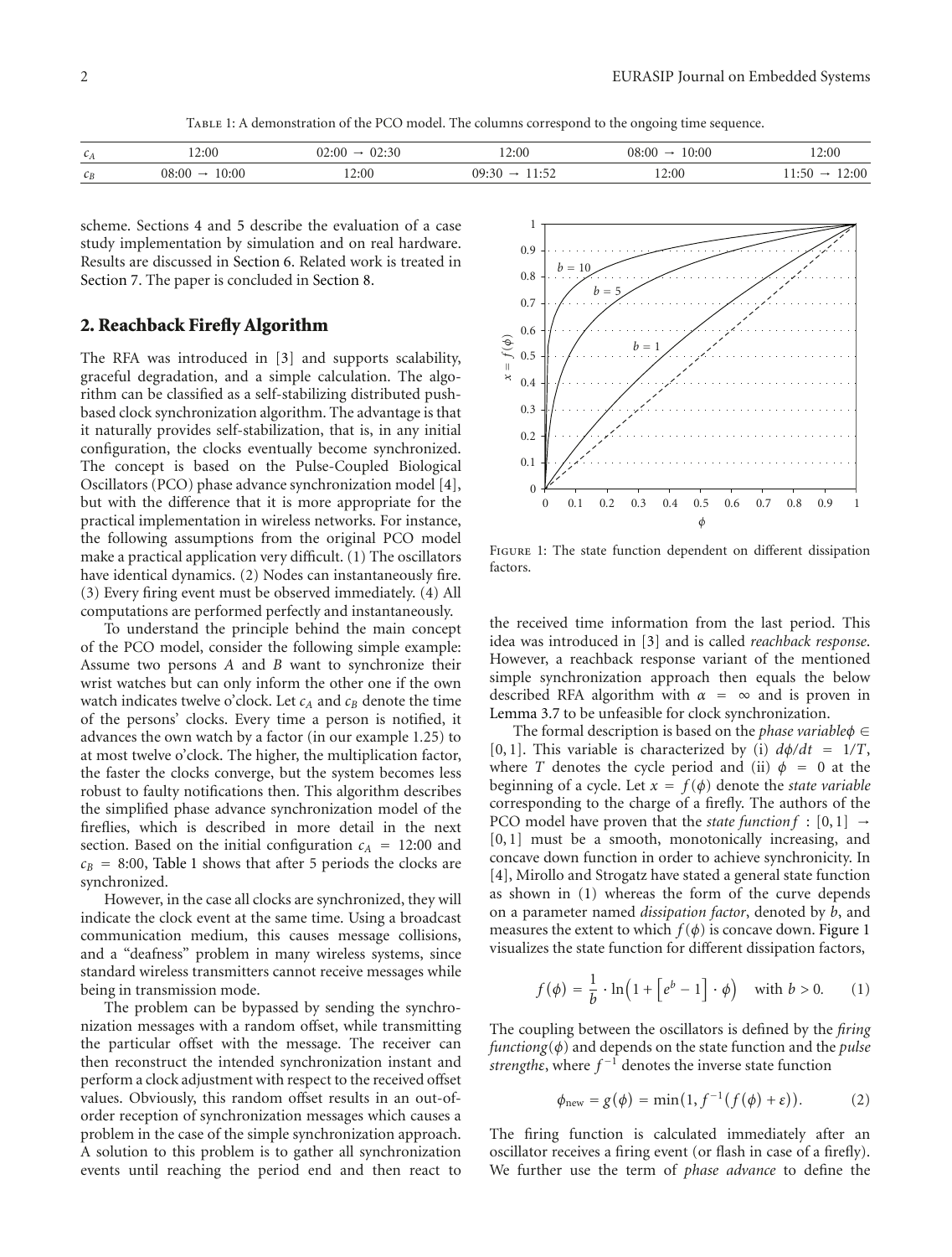Table 1: A demonstration of the PCO model. The columns correspond to the ongoing time sequence.

| | | | | | |
|---|---|---|---|---|---|
| $c_A$ | 12:00 | 02:00 → 02:30 | 12:00 | 08:00 → 10:00 | 12:00 |
| $c_B$ | 08:00 → 10:00 | 12:00 | 09:30 → 11:52 | 12:00 | 11:50 → 12:00 |

scheme. Sections 4 and 5 describe the evaluation of a case study implementation by simulation and on real hardware. Results are discussed in Section 6. Related work is treated in Section 7. The paper is concluded in Section 8.

## 2. Reachback Firefly Algorithm

The RFA was introduced in [3] and supports scalability, graceful degradation, and a simple calculation. The algorithm can be classified as a self-stabilizing distributed push-based clock synchronization algorithm. The advantage is that it naturally provides self-stabilization, that is, in any initial configuration, the clocks eventually become synchronized. The concept is based on the Pulse-Coupled Biological Oscillators (PCO) phase advance synchronization model [4], but with the difference that it is more appropriate for the practical implementation in wireless networks. For instance, the following assumptions from the original PCO model make a practical application very difficult. (1) The oscillators have identical dynamics. (2) Nodes can instantaneously fire. (3) Every firing event must be observed immediately. (4) All computations are performed perfectly and instantaneously.

To understand the principle behind the main concept of the PCO model, consider the following simple example: Assume two persons $A$ and $B$ want to synchronize their wrist watches but can only inform the other one if the own watch indicates twelve o'clock. Let $c_A$ and $c_B$ denote the time of the persons' clocks. Every time a person is notified, it advances the own watch by a factor (in our example 1.25) to at most twelve o'clock. The higher, the multiplication factor, the faster the clocks converge, but the system becomes less robust to faulty notifications then. This algorithm describes the simplified phase advance synchronization model of the fireflies, which is described in more detail in the next section. Based on the initial configuration $c_A$ = 12:00 and $c_B$ = 8:00, Table 1 shows that after 5 periods the clocks are synchronized.

However, in the case all clocks are synchronized, they will indicate the clock event at the same time. Using a broadcast communication medium, this causes message collisions, and a "deafness" problem in many wireless systems, since standard wireless transmitters cannot receive messages while being in transmission mode.

The problem can be bypassed by sending the synchronization messages with a random offset, while transmitting the particular offset with the message. The receiver can then reconstruct the intended synchronization instant and perform a clock adjustment with respect to the received offset values. Obviously, this random offset results in an out-of-order reception of synchronization messages which causes a problem in the case of the simple synchronization approach. A solution to this problem is to gather all synchronization events until reaching the period end and then react to the received time information from the last period. This idea was introduced in [3] and is called *reachback response*. However, a reachback response variant of the mentioned simple synchronization approach then equals the below described RFA algorithm with $\alpha = \infty$ and is proven in Lemma 3.7 to be unfeasible for clock synchronization.

Figure 1: The state function dependent on different dissipation factors.

The formal description is based on the *phase variable* $\phi \in [0, 1]$. This variable is characterized by (i) $d\phi/dt = 1/T$, where $T$ denotes the cycle period and (ii) $\phi = 0$ at the beginning of a cycle. Let $x = f(\phi)$ denote the *state variable* corresponding to the charge of a firefly. The authors of the PCO model have proven that the *state function* $f : [0, 1] \to [0, 1]$ must be a smooth, monotonically increasing, and concave down function in order to achieve synchronicity. In [4], Mirollo and Strogatz have stated a general state function as shown in (1) whereas the form of the curve depends on a parameter named *dissipation factor*, denoted by $b$, and measures the extent to which $f(\phi)$ is concave down. Figure 1 visualizes the state function for different dissipation factors,

$$f(\phi) = \frac{1}{b} \cdot \ln\left(1 + \left[e^b - 1\right] \cdot \phi\right) \quad \text{with } b > 0. \qquad (1)$$

The coupling between the oscillators is defined by the *firing function* $g(\phi)$ and depends on the state function and the *pulse strength* $\varepsilon$, where $f^{-1}$ denotes the inverse state function

$$\phi_{\text{new}} = g(\phi) = \min\left(1, f^{-1}\left(f(\phi) + \varepsilon\right)\right). \qquad (2)$$

The firing function is calculated immediately after an oscillator receives a firing event (or flash in case of a firefly). We further use the term of *phase advance* to define the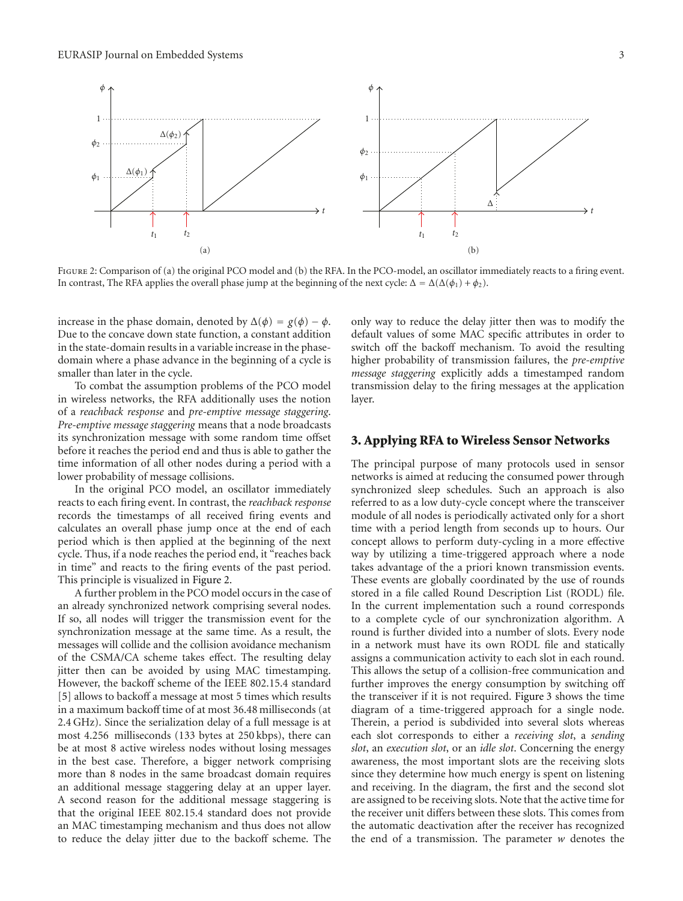φ

1

$\phi_2$

$\Delta(\phi_2)$

$\phi_1$

$\Delta(\phi_1)$

t

$t_1$ $t_2$

(a)

φ

1

$\phi_2$

$\phi_1$

Δ

t

$t_1$ $t_2$

(b)

Figure 2: Comparison of (a) the original PCO model and (b) the RFA. In the PCO-model, an oscillator immediately reacts to a firing event. In contrast, The RFA applies the overall phase jump at the beginning of the next cycle: $\Delta = \Delta(\Delta(\phi_1) + \phi_2)$.

increase in the phase domain, denoted by $\Delta(\phi) = g(\phi) - \phi$. Due to the concave down state function, a constant addition in the state-domain results in a variable increase in the phase-domain where a phase advance in the beginning of a cycle is smaller than later in the cycle.

To combat the assumption problems of the PCO model in wireless networks, the RFA additionally uses the notion of a *reachback response* and *pre-emptive message staggering*. *Pre-emptive message staggering* means that a node broadcasts its synchronization message with some random time offset before it reaches the period end and thus is able to gather the time information of all other nodes during a period with a lower probability of message collisions.

In the original PCO model, an oscillator immediately reacts to each firing event. In contrast, the *reachback response* records the timestamps of all received firing events and calculates an overall phase jump once at the end of each period which is then applied at the beginning of the next cycle. Thus, if a node reaches the period end, it "reaches back in time" and reacts to the firing events of the past period. This principle is visualized in Figure 2.

A further problem in the PCO model occurs in the case of an already synchronized network comprising several nodes. If so, all nodes will trigger the transmission event for the synchronization message at the same time. As a result, the messages will collide and the collision avoidance mechanism of the CSMA/CA scheme takes effect. The resulting delay jitter then can be avoided by using MAC timestamping. However, the backoff scheme of the IEEE 802.15.4 standard [5] allows to backoff a message at most 5 times which results in a maximum backoff time of at most 36.48 milliseconds (at 2.4 GHz). Since the serialization delay of a full message is at most 4.256 milliseconds (133 bytes at 250 kbps), there can be at most 8 active wireless nodes without losing messages in the best case. Therefore, a bigger network comprising more than 8 nodes in the same broadcast domain requires an additional message staggering delay at an upper layer. A second reason for the additional message staggering is that the original IEEE 802.15.4 standard does not provide an MAC timestamping mechanism and thus does not allow to reduce the delay jitter due to the backoff scheme. The only way to reduce the delay jitter then was to modify the default values of some MAC specific attributes in order to switch off the backoff mechanism. To avoid the resulting higher probability of transmission failures, the *pre-emptive message staggering* explicitly adds a timestamped random transmission delay to the firing messages at the application layer.

## 3. Applying RFA to Wireless Sensor Networks

The principal purpose of many protocols used in sensor networks is aimed at reducing the consumed power through synchronized sleep schedules. Such an approach is also referred to as a low duty-cycle concept where the transceiver module of all nodes is periodically activated only for a short time with a period length from seconds up to hours. Our concept allows to perform duty-cycling in a more effective way by utilizing a time-triggered approach where a node takes advantage of the a priori known transmission events. These events are globally coordinated by the use of rounds stored in a file called Round Description List (RODL) file. In the current implementation such a round corresponds to a complete cycle of our synchronization algorithm. A round is further divided into a number of slots. Every node in a network must have its own RODL file and statically assigns a communication activity to each slot in each round. This allows the setup of a collision-free communication and further improves the energy consumption by switching off the transceiver if it is not required. Figure 3 shows the time diagram of a time-triggered approach for a single node. Therein, a period is subdivided into several slots whereas each slot corresponds to either a *receiving slot*, a *sending slot*, an *execution slot*, or an *idle slot*. Concerning the energy awareness, the most important slots are the receiving slots since they determine how much energy is spent on listening and receiving. In the diagram, the first and the second slot are assigned to be receiving slots. Note that the active time for the receiver unit differs between these slots. This comes from the automatic deactivation after the receiver has recognized the end of a transmission. The parameter $w$ denotes the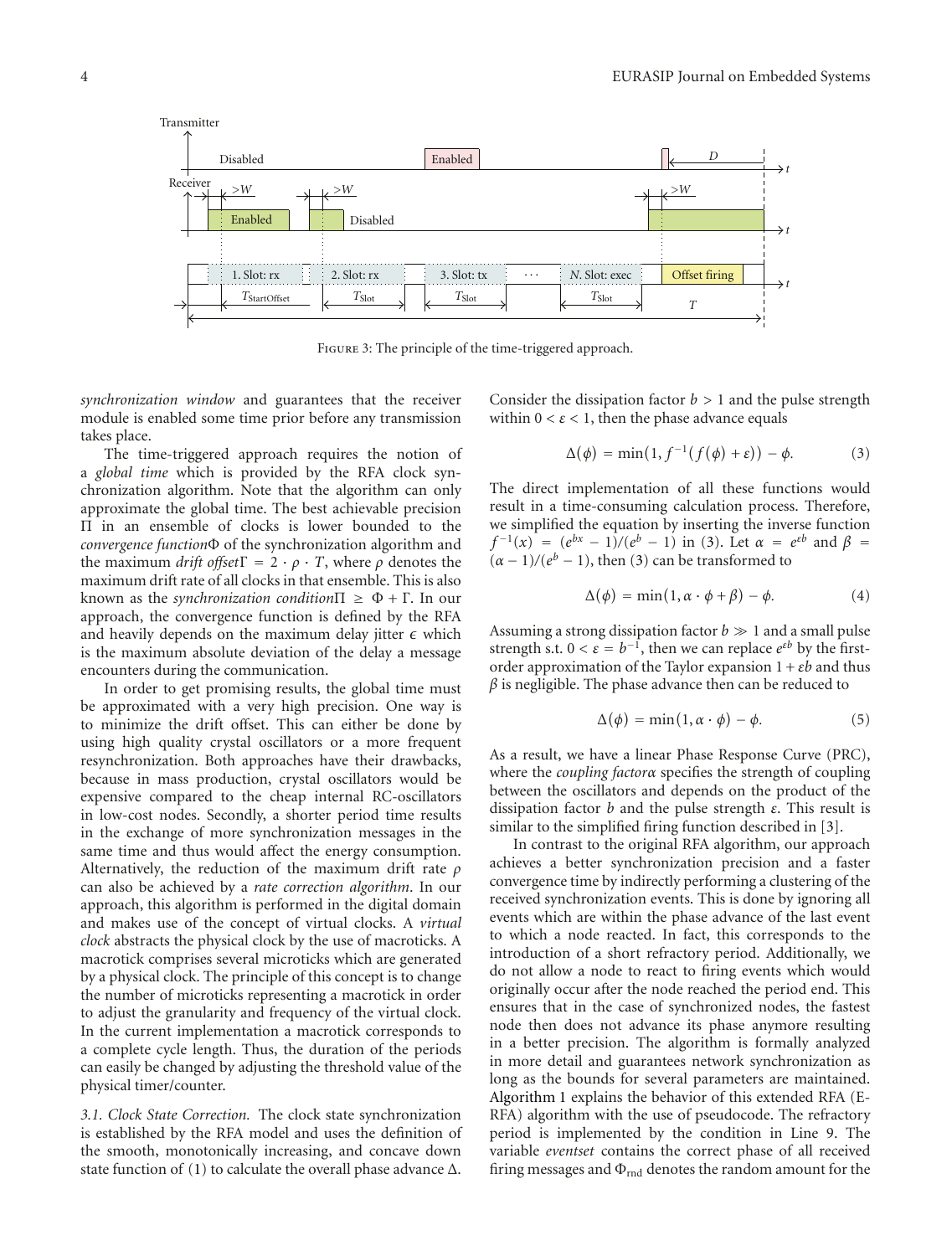Figure 3: The principle of the time-triggered approach.

*synchronization window* and guarantees that the receiver module is enabled some time prior before any transmission takes place.

The time-triggered approach requires the notion of a *global time* which is provided by the RFA clock synchronization algorithm. Note that the algorithm can only approximate the global time. The best achievable precision $\Pi$ in an ensemble of clocks is lower bounded to the *convergence function* $\Phi$ of the synchronization algorithm and the maximum *drift offset* $\Gamma = 2 \cdot \rho \cdot T$, where $\rho$ denotes the maximum drift rate of all clocks in that ensemble. This is also known as the *synchronization condition* $\Pi \geq \Phi + \Gamma$. In our approach, the convergence function is defined by the RFA and heavily depends on the maximum delay jitter $\epsilon$ which is the maximum absolute deviation of the delay a message encounters during the communication.

In order to get promising results, the global time must be approximated with a very high precision. One way is to minimize the drift offset. This can either be done by using high quality crystal oscillators or a more frequent resynchronization. Both approaches have their drawbacks, because in mass production, crystal oscillators would be expensive compared to the cheap internal RC-oscillators in low-cost nodes. Secondly, a shorter period time results in the exchange of more synchronization messages in the same time and thus would affect the energy consumption. Alternatively, the reduction of the maximum drift rate $\rho$ can also be achieved by a *rate correction algorithm*. In our approach, this algorithm is performed in the digital domain and makes use of the concept of virtual clocks. A *virtual clock* abstracts the physical clock by the use of macroticks. A macrotick comprises several microticks which are generated by a physical clock. The principle of this concept is to change the number of microticks representing a macrotick in order to adjust the granularity and frequency of the virtual clock. In the current implementation a macrotick corresponds to a complete cycle length. Thus, the duration of the periods can easily be changed by adjusting the threshold value of the physical timer/counter.

*3.1. Clock State Correction.* The clock state synchronization is established by the RFA model and uses the definition of the smooth, monotonically increasing, and concave down state function of (1) to calculate the overall phase advance $\Delta$. Consider the dissipation factor $b > 1$ and the pulse strength within $0 < \varepsilon < 1$, then the phase advance equals

$$\Delta(\phi) = \min\left(1, f^{-1}(f(\phi) + \varepsilon)\right) - \phi. \tag{3}$$

The direct implementation of all these functions would result in a time-consuming calculation process. Therefore, we simplified the equation by inserting the inverse function $f^{-1}(x) = (e^{bx} - 1)/(e^{b} - 1)$ in (3). Let $\alpha = e^{\varepsilon b}$ and $\beta = (\alpha - 1)/(e^{b} - 1)$, then (3) can be transformed to

$$\Delta(\phi) = \min(1, \alpha \cdot \phi + \beta) - \phi. \tag{4}$$

Assuming a strong dissipation factor $b \gg 1$ and a small pulse strength s.t. $0 < \varepsilon = b^{-1}$, then we can replace $e^{\varepsilon b}$ by the first-order approximation of the Taylor expansion $1 + \varepsilon b$ and thus $\beta$ is negligible. The phase advance then can be reduced to

$$\Delta(\phi) = \min(1, \alpha \cdot \phi) - \phi. \tag{5}$$

As a result, we have a linear Phase Response Curve (PRC), where the *coupling factor* $\alpha$ specifies the strength of coupling between the oscillators and depends on the product of the dissipation factor $b$ and the pulse strength $\varepsilon$. This result is similar to the simplified firing function described in [3].

In contrast to the original RFA algorithm, our approach achieves a better synchronization precision and a faster convergence time by indirectly performing a clustering of the received synchronization events. This is done by ignoring all events which are within the phase advance of the last event to which a node reacted. In fact, this corresponds to the introduction of a short refractory period. Additionally, we do not allow a node to react to firing events which would originally occur after the node reached the period end. This ensures that in the case of synchronized nodes, the fastest node then does not advance its phase anymore resulting in a better precision. The algorithm is formally analyzed in more detail and guarantees network synchronization as long as the bounds for several parameters are maintained. Algorithm 1 explains the behavior of this extended RFA (E-RFA) algorithm with the use of pseudocode. The refractory period is implemented by the condition in Line 9. The variable *eventset* contains the correct phase of all received firing messages and $\Phi_{\text{rnd}}$ denotes the random amount for the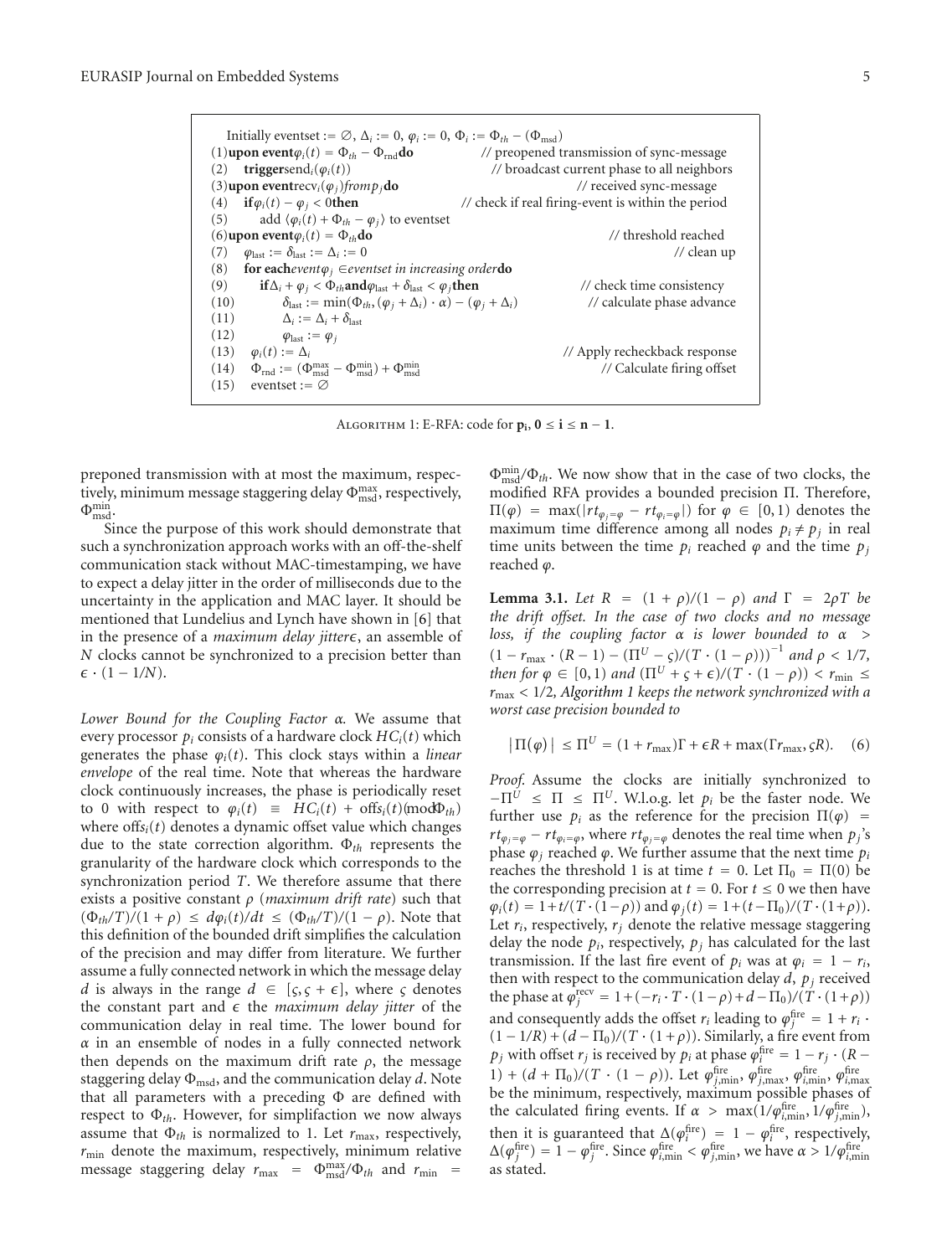```
Initially eventset := ∅, Δ_i := 0, φ_i := 0, Φ_i := Φ_th − (Φ_msd)
(1)upon event φ_i(t) = Φ_th − Φ_rnd do                // preopened transmission of sync-message
(2)    trigger send_i(φ_i(t))                          // broadcast current phase to all neighbors
(3)upon event recv_i(φ_j) from p_j do                  // received sync-message
(4)    if φ_i(t) − φ_j < 0 then                        // check if real firing-event is within the period
(5)        add ⟨φ_i(t) + Φ_th − φ_j⟩ to eventset
(6)upon event φ_i(t) = Φ_th do                         // threshold reached
(7)    φ_last := δ_last := Δ_i := 0                    // clean up
(8)    for each event φ_j ∈ eventset in increasing order do
(9)        if Δ_i + φ_j < Φ_th and φ_last + δ_last < φ_j then   // check time consistency
(10)           δ_last := min(Φ_th, (φ_j + Δ_i) · α) − (φ_j + Δ_i) // calculate phase advance
(11)           Δ_i := Δ_i + δ_last
(12)           φ_last := φ_j
(13)   φ_i(t) := Δ_i                                   // Apply recheckback response
(14)   Φ_rnd := (Φ_msd^max − Φ_msd^min) + Φ_msd^min    // Calculate firing offset
(15)   eventset := ∅
```

ALGORITHM 1: E-RFA: code for $\mathbf{p_i}$, $\mathbf{0 \le i \le n-1}$.

preponed transmission with at most the maximum, respectively, minimum message staggering delay $\Phi_{\text{msd}}^{\max}$, respectively, $\Phi_{\text{msd}}^{\min}$.

Since the purpose of this work should demonstrate that such a synchronization approach works with an off-the-shelf communication stack without MAC-timestamping, we have to expect a delay jitter in the order of milliseconds due to the uncertainty in the application and MAC layer. It should be mentioned that Lundelius and Lynch have shown in [6] that in the presence of a *maximum delay jitter* $\epsilon$, an assemble of $N$ clocks cannot be synchronized to a precision better than $\epsilon \cdot (1 - 1/N)$.

*Lower Bound for the Coupling Factor* $\alpha$. We assume that every processor $p_i$ consists of a hardware clock $HC_i(t)$ which generates the phase $\varphi_i(t)$. This clock stays within a *linear envelope* of the real time. Note that whereas the hardware clock continuously increases, the phase is periodically reset to 0 with respect to $\varphi_i(t) \equiv HC_i(t) + \text{offs}_i(t) (\text{mod}\, \Phi_{th})$ where $\text{offs}_i(t)$ denotes a dynamic offset value which changes due to the state correction algorithm. $\Phi_{th}$ represents the granularity of the hardware clock which corresponds to the synchronization period $T$. We therefore assume that there exists a positive constant $\rho$ (*maximum drift rate*) such that $(\Phi_{th}/T)/(1+\rho) \le d\varphi_i(t)/dt \le (\Phi_{th}/T)/(1-\rho)$. Note that this definition of the bounded drift simplifies the calculation of the precision and may differ from literature. We further assume a fully connected network in which the message delay $d$ is always in the range $d \in [\varsigma, \varsigma + \epsilon]$, where $\varsigma$ denotes the constant part and $\epsilon$ the *maximum delay jitter* of the communication delay in real time. The lower bound for $\alpha$ in an ensemble of nodes in a fully connected network then depends on the maximum drift rate $\rho$, the message staggering delay $\Phi_{\text{msd}}$, and the communication delay $d$. Note that all parameters with a preceding $\Phi$ are defined with respect to $\Phi_{th}$. However, for simplifaction we now always assume that $\Phi_{th}$ is normalized to 1. Let $r_{\max}$, respectively, $r_{\min}$ denote the maximum, respectively, minimum relative message staggering delay $r_{\max} = \Phi_{\text{msd}}^{\max}/\Phi_{th}$ and $r_{\min} = \Phi_{\text{msd}}^{\min}/\Phi_{th}$. We now show that in the case of two clocks, the modified RFA provides a bounded precision $\Pi$. Therefore, $\Pi(\varphi) = \max(|rt_{\varphi_j=\varphi} - rt_{\varphi_i=\varphi}|)$ for $\varphi \in [0,1)$ denotes the maximum time difference among all nodes $p_i \neq p_j$ in real time units between the time $p_i$ reached $\varphi$ and the time $p_j$ reached $\varphi$.

**Lemma 3.1.** *Let $R = (1+\rho)/(1-\rho)$ and $\Gamma = 2\rho T$ be the drift offset. In the case of two clocks and no message loss, if the coupling factor $\alpha$ is lower bounded to $\alpha > (1 - r_{\max} \cdot (R-1) - (\Pi^U - \varsigma)/(T \cdot (1-\rho)))^{-1}$ and $\rho < 1/7$, then for $\varphi \in [0,1)$ and $(\Pi^U + \varsigma + \epsilon)/(T \cdot (1-\rho)) < r_{\min} \le r_{\max} < 1/2$, Algorithm 1 keeps the network synchronized with a worst case precision bounded to*

$$|\Pi(\varphi)| \le \Pi^U = (1 + r_{\max})\Gamma + \epsilon R + \max(\Gamma r_{\max}, \varsigma R). \quad (6)$$

*Proof.* Assume the clocks are initially synchronized to $-\Pi^U \le \Pi \le \Pi^U$. W.l.o.g. let $p_i$ be the faster node. We further use $p_i$ as the reference for the precision $\Pi(\varphi) = rt_{\varphi_j=\varphi} - rt_{\varphi_i=\varphi}$, where $rt_{\varphi_j=\varphi}$ denotes the real time when $p_j$'s phase $\varphi_j$ reached $\varphi$. We further assume that the next time $p_i$ reaches the threshold 1 is at time $t = 0$. Let $\Pi_0 = \Pi(0)$ be the corresponding precision at $t = 0$. For $t \le 0$ we then have $\varphi_i(t) = 1 + t/(T \cdot (1-\rho))$ and $\varphi_j(t) = 1 + (t - \Pi_0)/(T \cdot (1+\rho))$. Let $r_i$, respectively, $r_j$ denote the relative message staggering delay the node $p_i$, respectively, $p_j$ has calculated for the last transmission. If the last fire event of $p_i$ was at $\varphi_i = 1 - r_i$, then with respect to the communication delay $d$, $p_j$ received the phase at $\varphi_j^{\text{recv}} = 1 + (-r_i \cdot T \cdot (1-\rho) + d - \Pi_0)/(T \cdot (1+\rho))$ and consequently adds the offset $r_i$ leading to $\varphi_j^{\text{fire}} = 1 + r_i \cdot (1 - 1/R) + (d - \Pi_0)/(T \cdot (1+\rho))$. Similarly, a fire event from $p_j$ with offset $r_j$ is received by $p_i$ at phase $\varphi_i^{\text{fire}} = 1 - r_j \cdot (R - 1) + (d + \Pi_0)/(T \cdot (1-\rho))$. Let $\varphi_{j,\min}^{\text{fire}}$, $\varphi_{j,\max}^{\text{fire}}$, $\varphi_{i,\min}^{\text{fire}}$, $\varphi_{i,\max}^{\text{fire}}$ be the minimum, respectively, maximum possible phases of the calculated firing events. If $\alpha > \max(1/\varphi_{i,\min}^{\text{fire}}, 1/\varphi_{j,\min}^{\text{fire}})$, then it is guaranteed that $\Delta(\varphi_i^{\text{fire}}) = 1 - \varphi_i^{\text{fire}}$, respectively, $\Delta(\varphi_j^{\text{fire}}) = 1 - \varphi_j^{\text{fire}}$. Since $\varphi_{i,\min}^{\text{fire}} < \varphi_{j,\min}^{\text{fire}}$, we have $\alpha > 1/\varphi_{i,\min}^{\text{fire}}$ as stated.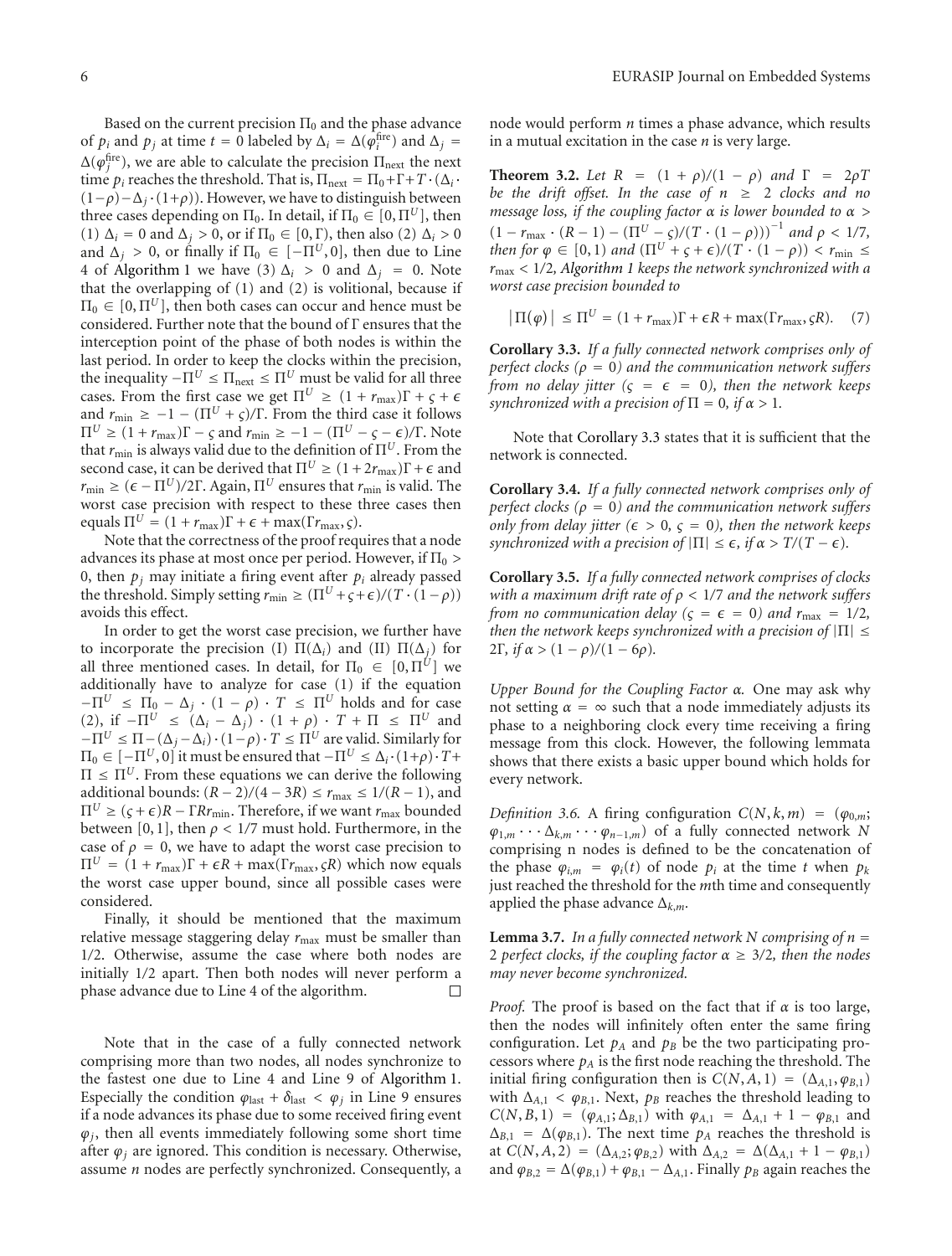Based on the current precision $\Pi_0$ and the phase advance of $p_i$ and $p_j$ at time $t = 0$ labeled by $\Delta_i = \Delta(\varphi_i^{\text{fire}})$ and $\Delta_j = \Delta(\varphi_j^{\text{fire}})$, we are able to calculate the precision $\Pi_{\text{next}}$ the next time $p_i$ reaches the threshold. That is, $\Pi_{\text{next}} = \Pi_0 + \Gamma + T \cdot (\Delta_i \cdot (1-\rho) - \Delta_j \cdot (1+\rho))$. However, we have to distinguish between three cases depending on $\Pi_0$. In detail, if $\Pi_0 \in [0, \Pi^U]$, then (1) $\Delta_i = 0$ and $\Delta_j > 0$, or if $\Pi_0 \in [0, \Gamma)$, then also (2) $\Delta_i > 0$ and $\Delta_j > 0$, or finally if $\Pi_0 \in [-\Pi^U, 0]$, then due to Line 4 of Algorithm 1 we have (3) $\Delta_i > 0$ and $\Delta_j = 0$. Note that the overlapping of (1) and (2) is volitional, because if $\Pi_0 \in [0, \Pi^U]$, then both cases can occur and hence must be considered. Further note that the bound of $\Gamma$ ensures that the interception point of the phase of both nodes is within the last period. In order to keep the clocks within the precision, the inequality $-\Pi^U \le \Pi_{\text{next}} \le \Pi^U$ must be valid for all three cases. From the first case we get $\Pi^U \ge (1 + r_{\max})\Gamma + \varsigma + \epsilon$ and $r_{\min} \ge -1 - (\Pi^U + \varsigma)/\Gamma$. From the third case it follows $\Pi^U \ge (1 + r_{\max})\Gamma - \varsigma$ and $r_{\min} \ge -1 - (\Pi^U - \varsigma - \epsilon)/\Gamma$. Note that $r_{\min}$ is always valid due to the definition of $\Pi^U$. From the second case, it can be derived that $\Pi^U \ge (1 + 2r_{\max})\Gamma + \epsilon$ and $r_{\min} \ge (\epsilon - \Pi^U)/2\Gamma$. Again, $\Pi^U$ ensures that $r_{\min}$ is valid. The worst case precision with respect to these three cases then equals $\Pi^U = (1 + r_{\max})\Gamma + \epsilon + \max(\Gamma r_{\max}, \varsigma)$.

Note that the correctness of the proof requires that a node advances its phase at most once per period. However, if $\Pi_0 > 0$, then $p_j$ may initiate a firing event after $p_i$ already passed the threshold. Simply setting $r_{\min} \ge (\Pi^U + \varsigma + \epsilon)/(T \cdot (1-\rho))$ avoids this effect.

In order to get the worst case precision, we further have to incorporate the precision (I) $\Pi(\Delta_i)$ and (II) $\Pi(\Delta_j)$ for all three mentioned cases. In detail, for $\Pi_0 \in [0, \Pi^U]$ we additionally have to analyze for case (1) if the equation $-\Pi^U \le \Pi_0 - \Delta_j \cdot (1-\rho) \cdot T \le \Pi^U$ holds and for case (2), if $-\Pi^U \le (\Delta_i - \Delta_j) \cdot (1+\rho) \cdot T + \Pi \le \Pi^U$ and $-\Pi^U \le \Pi - (\Delta_j - \Delta_i) \cdot (1-\rho) \cdot T \le \Pi^U$ are valid. Similarly for $\Pi_0 \in [-\Pi^U, 0]$ it must be ensured that $-\Pi^U \le \Delta_i \cdot (1+\rho) \cdot T + \Pi \le \Pi^U$. From these equations we can derive the following additional bounds: $(R-2)/(4-3R) \le r_{\max} \le 1/(R-1)$, and $\Pi^U \ge (\varsigma + \epsilon)R - \Gamma R r_{\min}$. Therefore, if we want $r_{\max}$ bounded between $[0, 1]$, then $\rho < 1/7$ must hold. Furthermore, in the case of $\rho = 0$, we have to adapt the worst case precision to $\Pi^U = (1 + r_{\max})\Gamma + \epsilon R + \max(\Gamma r_{\max}, \varsigma R)$ which now equals the worst case upper bound, since all possible cases were considered.

Finally, it should be mentioned that the maximum relative message staggering delay $r_{\max}$ must be smaller than 1/2. Otherwise, assume the case where both nodes are initially 1/2 apart. Then both nodes will never perform a phase advance due to Line 4 of the algorithm. □

Note that in the case of a fully connected network comprising more than two nodes, all nodes synchronize to the fastest one due to Line 4 and Line 9 of Algorithm 1. Especially the condition $\varphi_{\text{last}} + \delta_{\text{last}} < \varphi_j$ in Line 9 ensures if a node advances its phase due to some received firing event $\varphi_j$, then all events immediately following some short time after $\varphi_j$ are ignored. This condition is necessary. Otherwise, assume $n$ nodes are perfectly synchronized. Consequently, a node would perform $n$ times a phase advance, which results in a mutual excitation in the case $n$ is very large.

**Theorem 3.2.** *Let $R = (1+\rho)/(1-\rho)$ and $\Gamma = 2\rho T$ be the drift offset. In the case of $n \ge 2$ clocks and no message loss, if the coupling factor $\alpha$ is lower bounded to $\alpha > (1 - r_{\max} \cdot (R-1) - (\Pi^U - \varsigma)/(T \cdot (1-\rho)))^{-1}$ and $\rho < 1/7$, then for $\varphi \in [0, 1)$ and $(\Pi^U + \varsigma + \epsilon)/(T \cdot (1-\rho)) < r_{\min} \le r_{\max} < 1/2$, Algorithm 1 keeps the network synchronized with a worst case precision bounded to*

$$|\Pi(\varphi)| \le \Pi^U = (1 + r_{\max})\Gamma + \epsilon R + \max(\Gamma r_{\max}, \varsigma R). \quad (7)$$

**Corollary 3.3.** *If a fully connected network comprises only of perfect clocks ($\rho = 0$) and the communication network suffers from no delay jitter ($\varsigma = \epsilon = 0$), then the network keeps synchronized with a precision of $\Pi = 0$, if $\alpha > 1$.*

Note that Corollary 3.3 states that it is sufficient that the network is connected.

**Corollary 3.4.** *If a fully connected network comprises only of perfect clocks ($\rho = 0$) and the communication network suffers only from delay jitter ($\epsilon > 0$, $\varsigma = 0$), then the network keeps synchronized with a precision of $|\Pi| \le \epsilon$, if $\alpha > T/(T - \epsilon)$.*

**Corollary 3.5.** *If a fully connected network comprises of clocks with a maximum drift rate of $\rho < 1/7$ and the network suffers from no communication delay ($\varsigma = \epsilon = 0$) and $r_{\max} = 1/2$, then the network keeps synchronized with a precision of $|\Pi| \le 2\Gamma$, if $\alpha > (1-\rho)/(1-6\rho)$.*

*Upper Bound for the Coupling Factor $\alpha$.* One may ask why not setting $\alpha = \infty$ such that a node immediately adjusts its phase to a neighboring clock every time receiving a firing message from this clock. However, the following lemmata shows that there exists a basic upper bound which holds for every network.

*Definition 3.6.* A firing configuration $C(N, k, m) = (\varphi_{0,m}; \varphi_{1,m} \cdots \Delta_{k,m} \cdots \varphi_{n-1,m})$ of a fully connected network $N$ comprising n nodes is defined to be the concatenation of the phase $\varphi_{i,m} = \varphi_i(t)$ of node $p_i$ at the time $t$ when $p_k$ just reached the threshold for the $m$th time and consequently applied the phase advance $\Delta_{k,m}$.

**Lemma 3.7.** *In a fully connected network $N$ comprising of $n = 2$ perfect clocks, if the coupling factor $\alpha \ge 3/2$, then the nodes may never become synchronized.*

*Proof.* The proof is based on the fact that if $\alpha$ is too large, then the nodes will infinitely often enter the same firing configuration. Let $p_A$ and $p_B$ be the two participating processors where $p_A$ is the first node reaching the threshold. The initial firing configuration then is $C(N, A, 1) = (\Delta_{A,1}, \varphi_{B,1})$ with $\Delta_{A,1} < \varphi_{B,1}$. Next, $p_B$ reaches the threshold leading to $C(N, B, 1) = (\varphi_{A,1}; \Delta_{B,1})$ with $\varphi_{A,1} = \Delta_{A,1} + 1 - \varphi_{B,1}$ and $\Delta_{B,1} = \Delta(\varphi_{B,1})$. The next time $p_A$ reaches the threshold is at $C(N, A, 2) = (\Delta_{A,2}; \varphi_{B,2})$ with $\Delta_{A,2} = \Delta(\Delta_{A,1} + 1 - \varphi_{B,1})$ and $\varphi_{B,2} = \Delta(\varphi_{B,1}) + \varphi_{B,1} - \Delta_{A,1}$. Finally $p_B$ again reaches the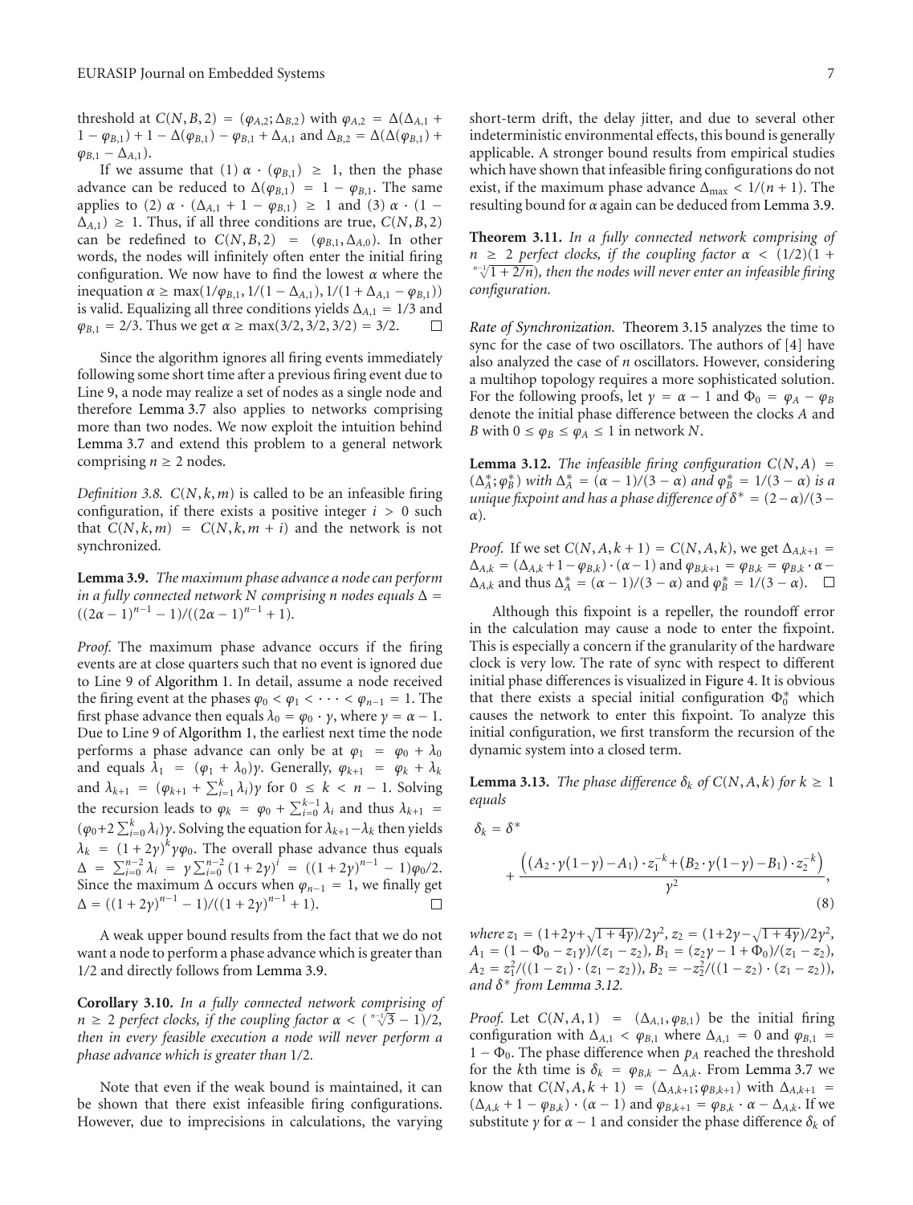threshold at $C(N, B, 2) = (\varphi_{A,2}; \Delta_{B,2})$ with $\varphi_{A,2} = \Delta(\Delta_{A,1} + 1 - \varphi_{B,1}) + 1 - \Delta(\varphi_{B,1}) - \varphi_{B,1} + \Delta_{A,1}$ and $\Delta_{B,2} = \Delta(\Delta(\varphi_{B,1}) + \varphi_{B,1} - \Delta_{A,1})$.

If we assume that (1) $\alpha \cdot (\varphi_{B,1}) \geq 1$, then the phase advance can be reduced to $\Delta(\varphi_{B,1}) = 1 - \varphi_{B,1}$. The same applies to (2) $\alpha \cdot (\Delta_{A,1} + 1 - \varphi_{B,1}) \geq 1$ and (3) $\alpha \cdot (1 - \Delta_{A,1}) \geq 1$. Thus, if all three conditions are true, $C(N, B, 2)$ can be redefined to $C(N, B, 2) = (\varphi_{B,1}, \Delta_{A,0})$. In other words, the nodes will infinitely often enter the initial firing configuration. We now have to find the lowest $\alpha$ where the inequation $\alpha \geq \max(1/\varphi_{B,1}, 1/(1 - \Delta_{A,1}), 1/(1 + \Delta_{A,1} - \varphi_{B,1}))$ is valid. Equalizing all three conditions yields $\Delta_{A,1} = 1/3$ and $\varphi_{B,1} = 2/3$. Thus we get $\alpha \geq \max(3/2, 3/2, 3/2) = 3/2$. □

Since the algorithm ignores all firing events immediately following some short time after a previous firing event due to Line 9, a node may realize a set of nodes as a single node and therefore Lemma 3.7 also applies to networks comprising more than two nodes. We now exploit the intuition behind Lemma 3.7 and extend this problem to a general network comprising $n \geq 2$ nodes.

*Definition 3.8.* $C(N, k, m)$ is called to be an infeasible firing configuration, if there exists a positive integer $i > 0$ such that $C(N, k, m) = C(N, k, m + i)$ and the network is not synchronized.

**Lemma 3.9.** *The maximum phase advance a node can perform in a fully connected network $N$ comprising $n$ nodes equals $\Delta = ((2\alpha - 1)^{n-1} - 1)/((2\alpha - 1)^{n-1} + 1)$.*

*Proof.* The maximum phase advance occurs if the firing events are at close quarters such that no event is ignored due to Line 9 of Algorithm 1. In detail, assume a node received the firing event at the phases $\varphi_0 < \varphi_1 < \cdots < \varphi_{n-1} = 1$. The first phase advance then equals $\lambda_0 = \varphi_0 \cdot \gamma$, where $\gamma = \alpha - 1$. Due to Line 9 of Algorithm 1, the earliest next time the node performs a phase advance can only be at $\varphi_1 = \varphi_0 + \lambda_0$ and equals $\lambda_1 = (\varphi_1 + \lambda_0)\gamma$. Generally, $\varphi_{k+1} = \varphi_k + \lambda_k$ and $\lambda_{k+1} = (\varphi_{k+1} + \sum_{i=1}^{k} \lambda_i)\gamma$ for $0 \leq k < n - 1$. Solving the recursion leads to $\varphi_k = \varphi_0 + \sum_{i=0}^{k-1} \lambda_i$ and thus $\lambda_{k+1} = (\varphi_0 + 2\sum_{i=0}^{k} \lambda_i)\gamma$. Solving the equation for $\lambda_{k+1} - \lambda_k$ then yields $\lambda_k = (1 + 2\gamma)^k \gamma\varphi_0$. The overall phase advance thus equals $\Delta = \sum_{i=0}^{n-2} \lambda_i = \gamma \sum_{i=0}^{n-2} (1 + 2\gamma)^i = ((1 + 2\gamma)^{n-1} - 1)\varphi_0/2$. Since the maximum $\Delta$ occurs when $\varphi_{n-1} = 1$, we finally get $\Delta = ((1 + 2\gamma)^{n-1} - 1)/((1 + 2\gamma)^{n-1} + 1)$. □

A weak upper bound results from the fact that we do not want a node to perform a phase advance which is greater than 1/2 and directly follows from Lemma 3.9.

**Corollary 3.10.** *In a fully connected network comprising of $n \geq 2$ perfect clocks, if the coupling factor $\alpha < (\sqrt[n-1]{3} - 1)/2$, then in every feasible execution a node will never perform a phase advance which is greater than 1/2.*

Note that even if the weak bound is maintained, it can be shown that there exist infeasible firing configurations. However, due to imprecisions in calculations, the varying short-term drift, the delay jitter, and due to several other indeterministic environmental effects, this bound is generally applicable. A stronger bound results from empirical studies which have shown that infeasible firing configurations do not exist, if the maximum phase advance $\Delta_{\max} < 1/(n + 1)$. The resulting bound for $\alpha$ again can be deduced from Lemma 3.9.

**Theorem 3.11.** *In a fully connected network comprising of $n \geq 2$ perfect clocks, if the coupling factor $\alpha < (1/2)(1 + \sqrt[n-1]{1 + 2/n})$, then the nodes will never enter an infeasible firing configuration.*

*Rate of Synchronization.* Theorem 3.15 analyzes the time to sync for the case of two oscillators. The authors of [4] have also analyzed the case of $n$ oscillators. However, considering a multihop topology requires a more sophisticated solution. For the following proofs, let $\gamma = \alpha - 1$ and $\Phi_0 = \varphi_A - \varphi_B$ denote the initial phase difference between the clocks $A$ and $B$ with $0 \leq \varphi_B \leq \varphi_A \leq 1$ in network $N$.

**Lemma 3.12.** *The infeasible firing configuration $C(N, A) = (\Delta_A^*; \varphi_B^*)$ with $\Delta_A^* = (\alpha - 1)/(3 - \alpha)$ and $\varphi_B^* = 1/(3 - \alpha)$ is a unique fixpoint and has a phase difference of $\delta^* = (2 - \alpha)/(3 - \alpha)$.*

*Proof.* If we set $C(N, A, k + 1) = C(N, A, k)$, we get $\Delta_{A,k+1} = \Delta_{A,k} = (\Delta_{A,k} + 1 - \varphi_{B,k}) \cdot (\alpha - 1)$ and $\varphi_{B,k+1} = \varphi_{B,k} = \varphi_{B,k} \cdot \alpha - \Delta_{A,k}$ and thus $\Delta_A^* = (\alpha - 1)/(3 - \alpha)$ and $\varphi_B^* = 1/(3 - \alpha)$. □

Although this fixpoint is a repeller, the roundoff error in the calculation may cause a node to enter the fixpoint. This is especially a concern if the granularity of the hardware clock is very low. The rate of sync with respect to different initial phase differences is visualized in Figure 4. It is obvious that there exists a special initial configuration $\Phi_0^*$ which causes the network to enter this fixpoint. To analyze this initial configuration, we first transform the recursion of the dynamic system into a closed term.

**Lemma 3.13.** *The phase difference $\delta_k$ of $C(N, A, k)$ for $k \geq 1$ equals*

$$\delta_k = \delta^* + \frac{\left((A_2 \cdot \gamma(1-\gamma) - A_1) \cdot z_1^{-k} + (B_2 \cdot \gamma(1-\gamma) - B_1) \cdot z_2^{-k}\right)}{\gamma^2}, \tag{8}$$

*where $z_1 = (1 + 2\gamma + \sqrt{1 + 4\gamma})/2\gamma^2$, $z_2 = (1 + 2\gamma - \sqrt{1 + 4\gamma})/2\gamma^2$, $A_1 = (1 - \Phi_0 - z_1\gamma)/(z_1 - z_2)$, $B_1 = (z_2\gamma - 1 + \Phi_0)/(z_1 - z_2)$, $A_2 = z_1^2/((1 - z_1) \cdot (z_1 - z_2))$, $B_2 = -z_2^2/((1 - z_2) \cdot (z_1 - z_2))$, and $\delta^*$ from Lemma 3.12.*

*Proof.* Let $C(N, A, 1) = (\Delta_{A,1}, \varphi_{B,1})$ be the initial firing configuration with $\Delta_{A,1} < \varphi_{B,1}$ where $\Delta_{A,1} = 0$ and $\varphi_{B,1} = 1 - \Phi_0$. The phase difference when $p_A$ reached the threshold for the $k$th time is $\delta_k = \varphi_{B,k} - \Delta_{A,k}$. From Lemma 3.7 we know that $C(N, A, k + 1) = (\Delta_{A,k+1}; \varphi_{B,k+1})$ with $\Delta_{A,k+1} = (\Delta_{A,k} + 1 - \varphi_{B,k}) \cdot (\alpha - 1)$ and $\varphi_{B,k+1} = \varphi_{B,k} \cdot \alpha - \Delta_{A,k}$. If we substitute $\gamma$ for $\alpha - 1$ and consider the phase difference $\delta_k$ of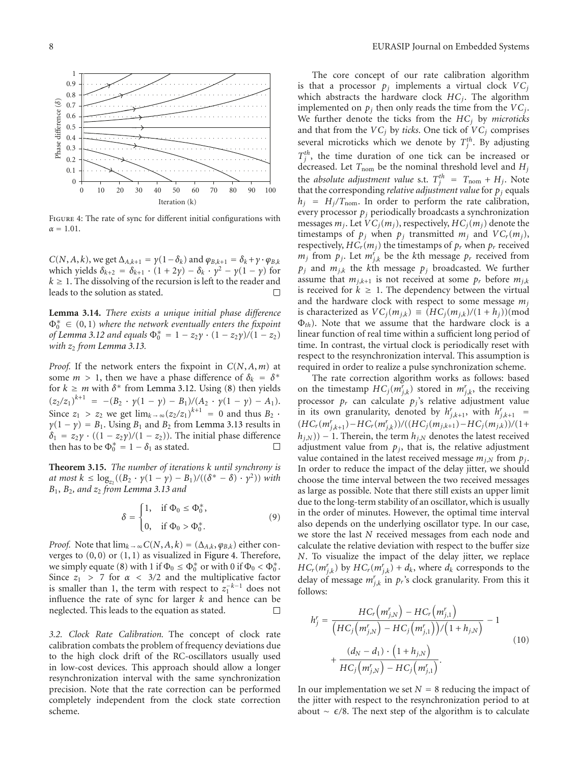FIGURE 4: The rate of sync for different initial configurations with $\alpha = 1.01$.

$C(N, A, k)$, we get $\Delta_{A,k+1} = \gamma(1-\delta_k)$ and $\varphi_{B,k+1} = \delta_k + \gamma \cdot \varphi_{B,k}$ which yields $\delta_{k+2} = \delta_{k+1} \cdot (1+2\gamma) - \delta_k \cdot \gamma^2 - \gamma(1-\gamma)$ for $k \geq 1$. The dissolving of the recursion is left to the reader and leads to the solution as stated. □

**Lemma 3.14.** *There exists a unique initial phase difference $\Phi_0^* \in (0,1)$ where the network eventually enters the fixpoint of Lemma 3.12 and equals $\Phi_0^* = 1 - z_2\gamma \cdot (1 - z_2\gamma)/(1 - z_2)$ with $z_2$ from Lemma 3.13.*

*Proof.* If the network enters the fixpoint in $C(N, A, m)$ at some $m > 1$, then we have a phase difference of $\delta_k = \delta^*$ for $k \geq m$ with $\delta^*$ from Lemma 3.12. Using (8) then yields $(z_2/z_1)^{k+1} = -(B_2 \cdot \gamma(1-\gamma) - B_1)/(A_2 \cdot \gamma(1-\gamma) - A_1)$. Since $z_1 > z_2$ we get $\lim_{k\to\infty}(z_2/z_1)^{k+1} = 0$ and thus $B_2 \cdot \gamma(1-\gamma) = B_1$. Using $B_1$ and $B_2$ from Lemma 3.13 results in $\delta_1 = z_2\gamma \cdot ((1 - z_2\gamma)/(1 - z_2))$. The initial phase difference then has to be $\Phi_0^* = 1 - \delta_1$ as stated. □

**Theorem 3.15.** *The number of iterations $k$ until synchrony is at most $k \leq \log_{z_2}((B_2 \cdot \gamma(1-\gamma) - B_1)/((\delta^* - \delta) \cdot \gamma^2))$ with $B_1$, $B_2$, and $z_2$ from Lemma 3.13 and*

$$\delta = \begin{cases} 1, & \text{if } \Phi_0 \leq \Phi_0^*, \\ 0, & \text{if } \Phi_0 > \Phi_0^*. \end{cases} \tag{9}$$

*Proof.* Note that $\lim_{k\to\infty} C(N, A, k) = (\Delta_{A,k}, \varphi_{B,k})$ either converges to $(0, 0)$ or $(1, 1)$ as visualized in Figure 4. Therefore, we simply equate (8) with 1 if $\Phi_0 \leq \Phi_0^*$ or with 0 if $\Phi_0 < \Phi_0^*$. Since $z_1 > 7$ for $\alpha < 3/2$ and the multiplicative factor is smaller than 1, the term with respect to $z_1^{-k-1}$ does not influence the rate of sync for larger $k$ and hence can be neglected. This leads to the equation as stated. □

*3.2. Clock Rate Calibration.* The concept of clock rate calibration combats the problem of frequency deviations due to the high clock drift of the RC-oscillators usually used in low-cost devices. This approach should allow a longer resynchronization interval with the same synchronization precision. Note that the rate correction can be performed completely independent from the clock state correction scheme.

The core concept of our rate calibration algorithm is that a processor $p_j$ implements a virtual clock $VC_j$ which abstracts the hardware clock $HC_j$. The algorithm implemented on $p_j$ then only reads the time from the $VC_j$. We further denote the ticks from the $HC_j$ by *microticks* and that from the $VC_j$ by *ticks*. One tick of $VC_j$ comprises several microticks which we denote by $T_j^{th}$. By adjusting $T_j^{th}$, the time duration of one tick can be increased or decreased. Let $T_{\text{nom}}$ be the nominal threshold level and $H_j$ the *absolute adjustment value* s.t. $T_j^{th} = T_{\text{nom}} + H_j$. Note that the corresponding *relative adjustment value* for $p_j$ equals $h_j = H_j/T_{\text{nom}}$. In order to perform the rate calibration, every processor $p_j$ periodically broadcasts a synchronization messages $m_j$. Let $VC_j(m_j)$, respectively, $HC_j(m_j)$ denote the timestamps of $p_j$ when $p_j$ transmitted $m_j$ and $VC_r(m_j)$, respectively, $HC_r(m_j)$ the timestamps of $p_r$ when $p_r$ received $m_j$ from $p_j$. Let $m_{j,k}^r$ be the $k$th message $p_r$ received from $p_j$ and $m_{j,k}$ the $k$th message $p_j$ broadcasted. We further assume that $m_{j,k+1}$ is not received at some $p_r$ before $m_{j,k}$ is received for $k \geq 1$. The dependency between the virtual and the hardware clock with respect to some message $m_j$ is characterized as $VC_j(m_{j,k}) \equiv (HC_j(m_{j,k})/(1+h_j))(\text{mod } \Phi_{th})$. Note that we assume that the hardware clock is a linear function of real time within a sufficient long period of time. In contrast, the virtual clock is periodically reset with respect to the resynchronization interval. This assumption is required in order to realize a pulse synchronization scheme.

The rate correction algorithm works as follows: based on the timestamp $HC_j(m_{j,k}^r)$ stored in $m_{j,k}^r$, the receiving processor $p_r$ can calculate $p_j$'s relative adjustment value in its own granularity, denoted by $h_{j,k+1}^r$, with $h_{j,k+1}^r = (HC_r(m_{j,k+1}^r) - HC_r(m_{j,k}^r))/((HC_j(m_{j,k+1}) - HC_j(m_{j,k}))/(1 + h_{j,N})) - 1$. Therein, the term $h_{j,N}$ denotes the latest received adjustment value from $p_j$, that is, the relative adjustment value contained in the latest received message $m_{j,N}$ from $p_j$. In order to reduce the impact of the delay jitter, we should choose the time interval between the two received messages as large as possible. Note that there still exists an upper limit due to the long-term stability of an oscillator, which is usually in the order of minutes. However, the optimal time interval also depends on the underlying oscillator type. In our case, we store the last $N$ received messages from each node and calculate the relative deviation with respect to the buffer size $N$. To visualize the impact of the delay jitter, we replace $HC_r(m_{j,k}^r)$ by $HC_r(m_{j,k}^r) + d_k$, where $d_k$ corresponds to the delay of message $m_{j,k}^r$ in $p_r$'s clock granularity. From this it follows:

$$h_j^r = \frac{HC_r\left(m_{j,N}^r\right) - HC_r\left(m_{j,1}^r\right)}{\left(HC_j\left(m_{j,N}^r\right) - HC_j\left(m_{j,1}^r\right)\right)/\left(1 + h_{j,N}\right)} - 1 + \frac{(d_N - d_1) \cdot \left(1 + h_{j,N}\right)}{HC_j\left(m_{j,N}^r\right) - HC_j\left(m_{j,1}^r\right)}. \tag{10}$$

In our implementation we set $N = 8$ reducing the impact of the jitter with respect to the resynchronization period to at about $\sim \epsilon/8$. The next step of the algorithm is to calculate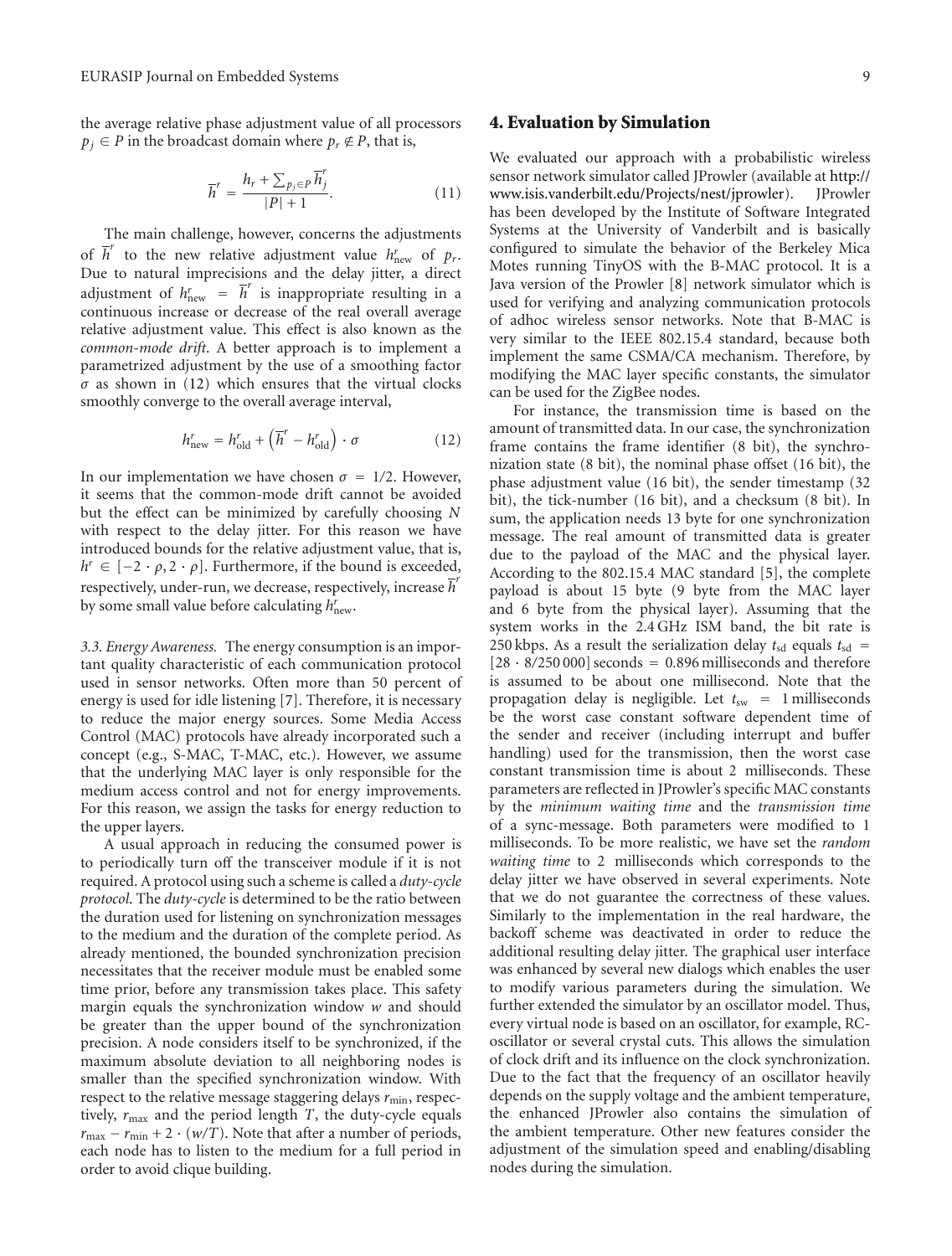the average relative phase adjustment value of all processors $p_j \in P$ in the broadcast domain where $p_r \notin P$, that is,

$$\overline{h}^r = \frac{h_r + \sum_{p_j \in P} \overline{h}_j^r}{|P| + 1}. \tag{11}$$

The main challenge, however, concerns the adjustments of $\overline{h}^r$ to the new relative adjustment value $h_{\text{new}}^r$ of $p_r$. Due to natural imprecisions and the delay jitter, a direct adjustment of $h_{\text{new}}^r = \overline{h}^r$ is inappropriate resulting in a continuous increase or decrease of the real overall average relative adjustment value. This effect is also known as the *common-mode drift*. A better approach is to implement a parametrized adjustment by the use of a smoothing factor $\sigma$ as shown in (12) which ensures that the virtual clocks smoothly converge to the overall average interval,

$$h_{\text{new}}^r = h_{\text{old}}^r + \left(\overline{h}^r - h_{\text{old}}^r\right) \cdot \sigma \tag{12}$$

In our implementation we have chosen $\sigma = 1/2$. However, it seems that the common-mode drift cannot be avoided but the effect can be minimized by carefully choosing $N$ with respect to the delay jitter. For this reason we have introduced bounds for the relative adjustment value, that is, $h^r \in [-2 \cdot \rho, 2 \cdot \rho]$. Furthermore, if the bound is exceeded, respectively, under-run, we decrease, respectively, increase $\overline{h}^r$ by some small value before calculating $h_{\text{new}}^r$.

*3.3. Energy Awareness.* The energy consumption is an important quality characteristic of each communication protocol used in sensor networks. Often more than 50 percent of energy is used for idle listening [7]. Therefore, it is necessary to reduce the major energy sources. Some Media Access Control (MAC) protocols have already incorporated such a concept (e.g., S-MAC, T-MAC, etc.). However, we assume that the underlying MAC layer is only responsible for the medium access control and not for energy improvements. For this reason, we assign the tasks for energy reduction to the upper layers.

A usual approach in reducing the consumed power is to periodically turn off the transceiver module if it is not required. A protocol using such a scheme is called a *duty-cycle protocol*. The *duty-cycle* is determined to be the ratio between the duration used for listening on synchronization messages to the medium and the duration of the complete period. As already mentioned, the bounded synchronization precision necessitates that the receiver module must be enabled some time prior, before any transmission takes place. This safety margin equals the synchronization window $w$ and should be greater than the upper bound of the synchronization precision. A node considers itself to be synchronized, if the maximum absolute deviation to all neighboring nodes is smaller than the specified synchronization window. With respect to the relative message staggering delays $r_{\min}$, respectively, $r_{\max}$ and the period length $T$, the duty-cycle equals $r_{\max} - r_{\min} + 2 \cdot (w/T)$. Note that after a number of periods, each node has to listen to the medium for a full period in order to avoid clique building.

## 4. Evaluation by Simulation

We evaluated our approach with a probabilistic wireless sensor network simulator called JProwler (available at http://www.isis.vanderbilt.edu/Projects/nest/jprowler). JProwler has been developed by the Institute of Software Integrated Systems at the University of Vanderbilt and is basically configured to simulate the behavior of the Berkeley Mica Motes running TinyOS with the B-MAC protocol. It is a Java version of the Prowler [8] network simulator which is used for verifying and analyzing communication protocols of adhoc wireless sensor networks. Note that B-MAC is very similar to the IEEE 802.15.4 standard, because both implement the same CSMA/CA mechanism. Therefore, by modifying the MAC layer specific constants, the simulator can be used for the ZigBee nodes.

For instance, the transmission time is based on the amount of transmitted data. In our case, the synchronization frame contains the frame identifier (8 bit), the synchronization state (8 bit), the nominal phase offset (16 bit), the phase adjustment value (16 bit), the sender timestamp (32 bit), the tick-number (16 bit), and a checksum (8 bit). In sum, the application needs 13 byte for one synchronization message. The real amount of transmitted data is greater due to the payload of the MAC and the physical layer. According to the 802.15.4 MAC standard [5], the complete payload is about 15 byte (9 byte from the MAC layer and 6 byte from the physical layer). Assuming that the system works in the 2.4 GHz ISM band, the bit rate is 250 kbps. As a result the serialization delay $t_{\text{sd}}$ equals $t_{\text{sd}} = [28 \cdot 8/250\,000]$ seconds $= 0.896$ milliseconds and therefore is assumed to be about one millisecond. Note that the propagation delay is negligible. Let $t_{\text{sw}} = 1$ milliseconds be the worst case constant software dependent time of the sender and receiver (including interrupt and buffer handling) used for the transmission, then the worst case constant transmission time is about 2 milliseconds. These parameters are reflected in JProwler's specific MAC constants by the *minimum waiting time* and the *transmission time* of a sync-message. Both parameters were modified to 1 milliseconds. To be more realistic, we have set the *random waiting time* to 2 milliseconds which corresponds to the delay jitter we have observed in several experiments. Note that we do not guarantee the correctness of these values. Similarly to the implementation in the real hardware, the backoff scheme was deactivated in order to reduce the additional resulting delay jitter. The graphical user interface was enhanced by several new dialogs which enables the user to modify various parameters during the simulation. We further extended the simulator by an oscillator model. Thus, every virtual node is based on an oscillator, for example, RC-oscillator or several crystal cuts. This allows the simulation of clock drift and its influence on the clock synchronization. Due to the fact that the frequency of an oscillator heavily depends on the supply voltage and the ambient temperature, the enhanced JProwler also contains the simulation of the ambient temperature. Other new features consider the adjustment of the simulation speed and enabling/disabling nodes during the simulation.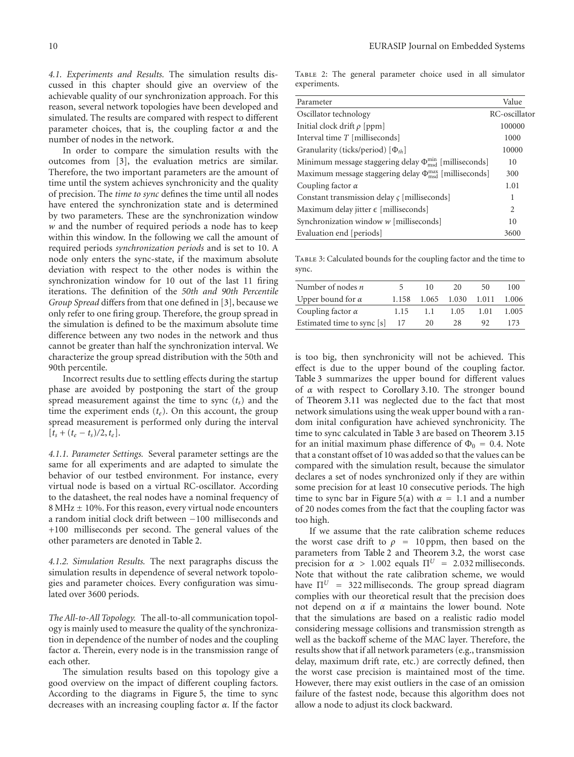*4.1. Experiments and Results.* The simulation results discussed in this chapter should give an overview of the achievable quality of our synchronization approach. For this reason, several network topologies have been developed and simulated. The results are compared with respect to different parameter choices, that is, the coupling factor $\alpha$ and the number of nodes in the network.

In order to compare the simulation results with the outcomes from [3], the evaluation metrics are similar. Therefore, the two important parameters are the amount of time until the system achieves synchronicity and the quality of precision. The *time to sync* defines the time until all nodes have entered the synchronization state and is determined by two parameters. These are the synchronization window $w$ and the number of required periods a node has to keep within this window. In the following we call the amount of required periods *synchronization periods* and is set to 10. A node only enters the sync-state, if the maximum absolute deviation with respect to the other nodes is within the synchronization window for 10 out of the last 11 firing iterations. The definition of the *50th and 90th Percentile Group Spread* differs from that one defined in [3], because we only refer to one firing group. Therefore, the group spread in the simulation is defined to be the maximum absolute time difference between any two nodes in the network and thus cannot be greater than half the synchronization interval. We characterize the group spread distribution with the 50th and 90th percentile.

Incorrect results due to settling effects during the startup phase are avoided by postponing the start of the group spread measurement against the time to sync ($t_s$) and the time the experiment ends ($t_e$). On this account, the group spread measurement is performed only during the interval $[t_s + (t_e - t_s)/2, t_e]$.

*4.1.1. Parameter Settings.* Several parameter settings are the same for all experiments and are adapted to simulate the behavior of our testbed environment. For instance, every virtual node is based on a virtual RC-oscillator. According to the datasheet, the real nodes have a nominal frequency of 8 MHz ± 10%. For this reason, every virtual node encounters a random initial clock drift between −100 milliseconds and +100 milliseconds per second. The general values of the other parameters are denoted in Table 2.

Table 2: The general parameter choice used in all simulator experiments.

| Parameter | Value |
|---|---|
| Oscillator technology | RC-oscillator |
| Initial clock drift $\rho$ [ppm] | 100000 |
| Interval time $T$ [milliseconds] | 1000 |
| Granularity (ticks/period) [$\Phi_{th}$] | 10000 |
| Minimum message staggering delay $\Phi_{\text{msd}}^{\min}$ [milliseconds] | 10 |
| Maximum message staggering delay $\Phi_{\text{msd}}^{\max}$ [milliseconds] | 300 |
| Coupling factor $\alpha$ | 1.01 |
| Constant transmission delay $\varsigma$ [milliseconds] | 1 |
| Maximum delay jitter $\epsilon$ [milliseconds] | 2 |
| Synchronization window $w$ [milliseconds] | 10 |
| Evaluation end [periods] | 3600 |

*4.1.2. Simulation Results.* The next paragraphs discuss the simulation results in dependence of several network topologies and parameter choices. Every configuration was simulated over 3600 periods.

*The All-to-All Topology.* The all-to-all communication topology is mainly used to measure the quality of the synchronization in dependence of the number of nodes and the coupling factor $\alpha$. Therein, every node is in the transmission range of each other.

The simulation results based on this topology give a good overview on the impact of different coupling factors. According to the diagrams in Figure 5, the time to sync decreases with an increasing coupling factor $\alpha$. If the factor is too big, then synchronicity will not be achieved. This effect is due to the upper bound of the coupling factor. Table 3 summarizes the upper bound for different values of $\alpha$ with respect to Corollary 3.10. The stronger bound of Theorem 3.11 was neglected due to the fact that most network simulations using the weak upper bound with a random inital configuration have achieved synchronicity. The time to sync calculated in Table 3 are based on Theorem 3.15 for an initial maximum phase difference of $\Phi_0 = 0.4$. Note that a constant offset of 10 was added so that the values can be compared with the simulation result, because the simulator declares a set of nodes synchronized only if they are within some precision for at least 10 consecutive periods. The high time to sync bar in Figure 5(a) with $\alpha = 1.1$ and a number of 20 nodes comes from the fact that the coupling factor was too high.

Table 3: Calculated bounds for the coupling factor and the time to sync.

| Number of nodes $n$ | 5 | 10 | 20 | 50 | 100 |
|---|---|---|---|---|---|
| Upper bound for $\alpha$ | 1.158 | 1.065 | 1.030 | 1.011 | 1.006 |
| Coupling factor $\alpha$ | 1.15 | 1.1 | 1.05 | 1.01 | 1.005 |
| Estimated time to sync [s] | 17 | 20 | 28 | 92 | 173 |

If we assume that the rate calibration scheme reduces the worst case drift to $\rho = 10$ ppm, then based on the parameters from Table 2 and Theorem 3.2, the worst case precision for $\alpha > 1.002$ equals $\Pi^U = 2.032$ milliseconds. Note that without the rate calibration scheme, we would have $\Pi^U = 322$ milliseconds. The group spread diagram complies with our theoretical result that the precision does not depend on $\alpha$ if $\alpha$ maintains the lower bound. Note that the simulations are based on a realistic radio model considering message collisions and transmission strength as well as the backoff scheme of the MAC layer. Therefore, the results show that if all network parameters (e.g., transmission delay, maximum drift rate, etc.) are correctly defined, then the worst case precision is maintained most of the time. However, there may exist outliers in the case of an omission failure of the fastest node, because this algorithm does not allow a node to adjust its clock backward.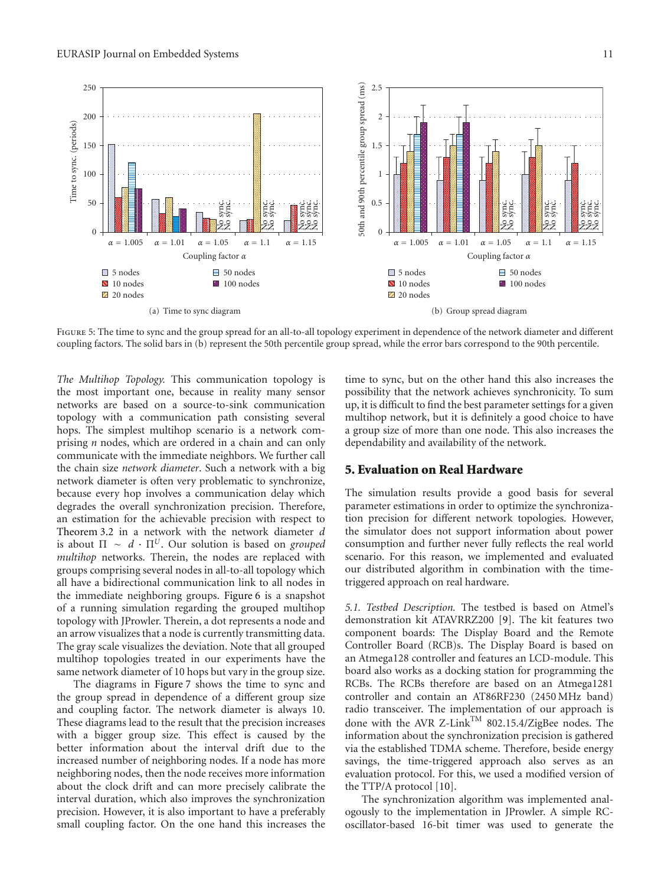FIGURE 5: The time to sync and the group spread for an all-to-all topology experiment in dependence of the network diameter and different coupling factors. The solid bars in (b) represent the 50th percentile group spread, while the error bars correspond to the 90th percentile.

(a) Time to sync diagram

(b) Group spread diagram

*The Multihop Topology.* This communication topology is the most important one, because in reality many sensor networks are based on a source-to-sink communication topology with a communication path consisting several hops. The simplest multihop scenario is a network comprising $n$ nodes, which are ordered in a chain and can only communicate with the immediate neighbors. We further call the chain size *network diameter*. Such a network with a big network diameter is often very problematic to synchronize, because every hop involves a communication delay which degrades the overall synchronization precision. Therefore, an estimation for the achievable precision with respect to Theorem 3.2 in a network with the network diameter $d$ is about $\Pi \sim d \cdot \Pi^{U}$. Our solution is based on *grouped multihop* networks. Therein, the nodes are replaced with groups comprising several nodes in all-to-all topology which all have a bidirectional communication link to all nodes in the immediate neighboring groups. Figure 6 is a snapshot of a running simulation regarding the grouped multihop topology with JProwler. Therein, a dot represents a node and an arrow visualizes that a node is currently transmitting data. The gray scale visualizes the deviation. Note that all grouped multihop topologies treated in our experiments have the same network diameter of 10 hops but vary in the group size.

The diagrams in Figure 7 shows the time to sync and the group spread in dependence of a different group size and coupling factor. The network diameter is always 10. These diagrams lead to the result that the precision increases with a bigger group size. This effect is caused by the better information about the interval drift due to the increased number of neighboring nodes. If a node has more neighboring nodes, then the node receives more information about the clock drift and can more precisely calibrate the interval duration, which also improves the synchronization precision. However, it is also important to have a preferably small coupling factor. On the one hand this increases the time to sync, but on the other hand this also increases the possibility that the network achieves synchronicity. To sum up, it is difficult to find the best parameter settings for a given multihop network, but it is definitely a good choice to have a group size of more than one node. This also increases the dependability and availability of the network.

## 5. Evaluation on Real Hardware

The simulation results provide a good basis for several parameter estimations in order to optimize the synchronization precision for different network topologies. However, the simulator does not support information about power consumption and further never fully reflects the real world scenario. For this reason, we implemented and evaluated our distributed algorithm in combination with the time-triggered approach on real hardware.

*5.1. Testbed Description.* The testbed is based on Atmel's demonstration kit ATAVRRZ200 [9]. The kit features two component boards: The Display Board and the Remote Controller Board (RCB)s. The Display Board is based on an Atmega128 controller and features an LCD-module. This board also works as a docking station for programming the RCBs. The RCBs therefore are based on an Atmega1281 controller and contain an AT86RF230 (2450 MHz band) radio transceiver. The implementation of our approach is done with the AVR Z-Link™ 802.15.4/ZigBee nodes. The information about the synchronization precision is gathered via the established TDMA scheme. Therefore, beside energy savings, the time-triggered approach also serves as an evaluation protocol. For this, we used a modified version of the TTP/A protocol [10].

The synchronization algorithm was implemented analogously to the implementation in JProwler. A simple RC-oscillator-based 16-bit timer was used to generate the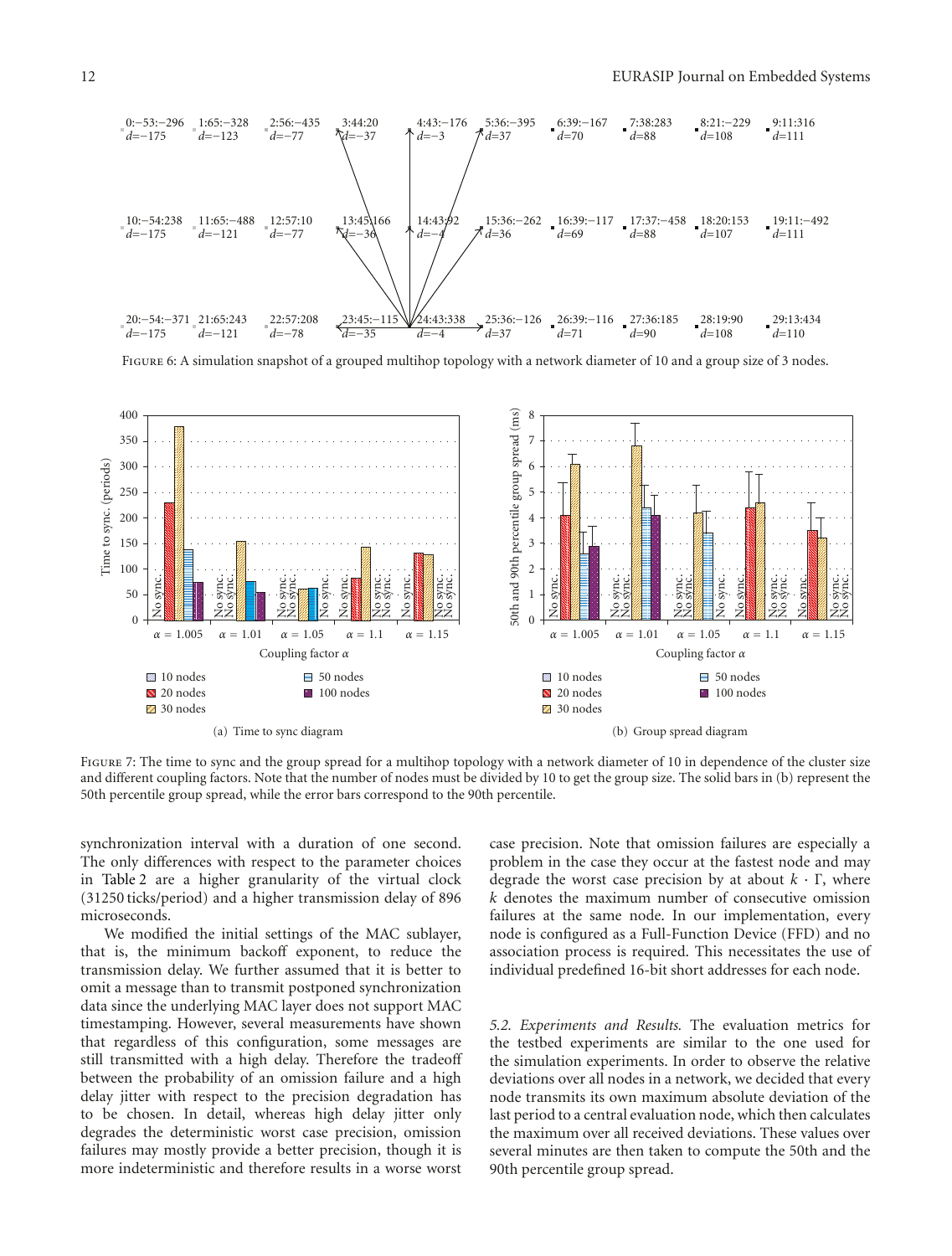Figure 6: A simulation snapshot of a grouped multihop topology with a network diameter of 10 and a group size of 3 nodes.

Figure 7: The time to sync and the group spread for a multihop topology with a network diameter of 10 in dependence of the cluster size and different coupling factors. Note that the number of nodes must be divided by 10 to get the group size. The solid bars in (b) represent the 50th percentile group spread, while the error bars correspond to the 90th percentile.

synchronization interval with a duration of one second. The only differences with respect to the parameter choices in Table 2 are a higher granularity of the virtual clock (31250 ticks/period) and a higher transmission delay of 896 microseconds.

We modified the initial settings of the MAC sublayer, that is, the minimum backoff exponent, to reduce the transmission delay. We further assumed that it is better to omit a message than to transmit postponed synchronization data since the underlying MAC layer does not support MAC timestamping. However, several measurements have shown that regardless of this configuration, some messages are still transmitted with a high delay. Therefore the tradeoff between the probability of an omission failure and a high delay jitter with respect to the precision degradation has to be chosen. In detail, whereas high delay jitter only degrades the deterministic worst case precision, omission failures may mostly provide a better precision, though it is more indeterministic and therefore results in a worse worst case precision. Note that omission failures are especially a problem in the case they occur at the fastest node and may degrade the worst case precision by at about $k \cdot \Gamma$, where $k$ denotes the maximum number of consecutive omission failures at the same node. In our implementation, every node is configured as a Full-Function Device (FFD) and no association process is required. This necessitates the use of individual predefined 16-bit short addresses for each node.

*5.2. Experiments and Results.* The evaluation metrics for the testbed experiments are similar to the one used for the simulation experiments. In order to observe the relative deviations over all nodes in a network, we decided that every node transmits its own maximum absolute deviation of the last period to a central evaluation node, which then calculates the maximum over all received deviations. These values over several minutes are then taken to compute the 50th and the 90th percentile group spread.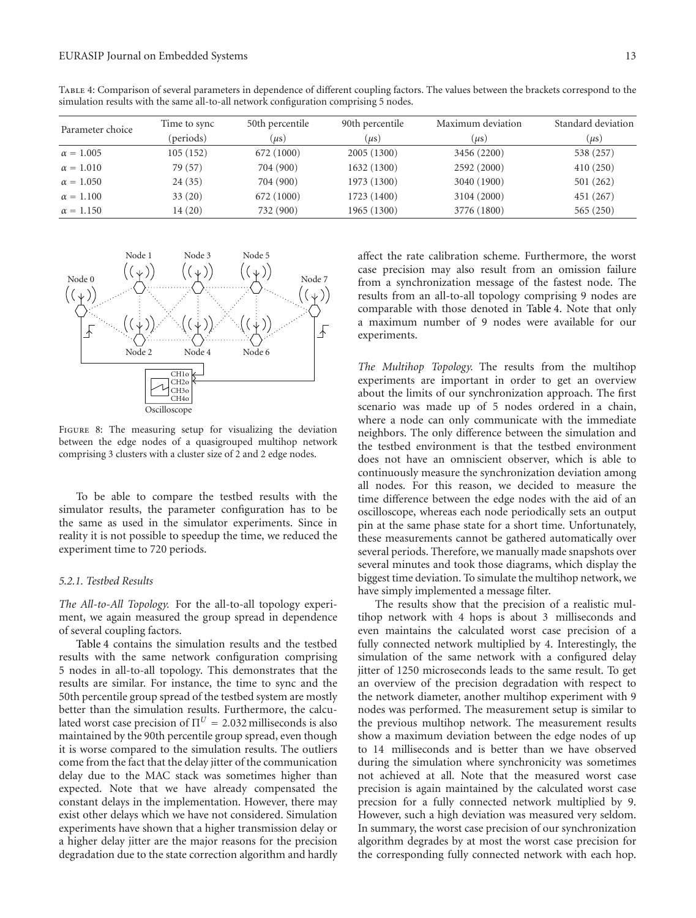Table 4: Comparison of several parameters in dependence of different coupling factors. The values between the brackets correspond to the simulation results with the same all-to-all network configuration comprising 5 nodes.

| Parameter choice | Time to sync (periods) | 50th percentile ($\mu s$) | 90th percentile ($\mu s$) | Maximum deviation ($\mu s$) | Standard deviation ($\mu s$) |
|---|---|---|---|---|---|
| $\alpha = 1.005$ | 105 (152) | 672 (1000) | 2005 (1300) | 3456 (2200) | 538 (257) |
| $\alpha = 1.010$ | 79 (57) | 704 (900) | 1632 (1300) | 2592 (2000) | 410 (250) |
| $\alpha = 1.050$ | 24 (35) | 704 (900) | 1973 (1300) | 3040 (1900) | 501 (262) |
| $\alpha = 1.100$ | 33 (20) | 672 (1000) | 1723 (1400) | 3104 (2000) | 451 (267) |
| $\alpha = 1.150$ | 14 (20) | 732 (900) | 1965 (1300) | 3776 (1800) | 565 (250) |

Figure 8: The measuring setup for visualizing the deviation between the edge nodes of a quasigrouped multihop network comprising 3 clusters with a cluster size of 2 and 2 edge nodes.

To be able to compare the testbed results with the simulator results, the parameter configuration has to be the same as used in the simulator experiments. Since in reality it is not possible to speedup the time, we reduced the experiment time to 720 periods.

#### 5.2.1. Testbed Results

*The All-to-All Topology.* For the all-to-all topology experiment, we again measured the group spread in dependence of several coupling factors.

Table 4 contains the simulation results and the testbed results with the same network configuration comprising 5 nodes in all-to-all topology. This demonstrates that the results are similar. For instance, the time to sync and the 50th percentile group spread of the testbed system are mostly better than the simulation results. Furthermore, the calculated worst case precision of $\Pi^U = 2.032$ milliseconds is also maintained by the 90th percentile group spread, even though it is worse compared to the simulation results. The outliers come from the fact that the delay jitter of the communication delay due to the MAC stack was sometimes higher than expected. Note that we have already compensated the constant delays in the implementation. However, there may exist other delays which we have not considered. Simulation experiments have shown that a higher transmission delay or a higher delay jitter are the major reasons for the precision degradation due to the state correction algorithm and hardly affect the rate calibration scheme. Furthermore, the worst case precision may also result from an omission failure from a synchronization message of the fastest node. The results from an all-to-all topology comprising 9 nodes are comparable with those denoted in Table 4. Note that only a maximum number of 9 nodes were available for our experiments.

*The Multihop Topology.* The results from the multihop experiments are important in order to get an overview about the limits of our synchronization approach. The first scenario was made up of 5 nodes ordered in a chain, where a node can only communicate with the immediate neighbors. The only difference between the simulation and the testbed environment is that the testbed environment does not have an omniscient observer, which is able to continuously measure the synchronization deviation among all nodes. For this reason, we decided to measure the time difference between the edge nodes with the aid of an oscilloscope, whereas each node periodically sets an output pin at the same phase state for a short time. Unfortunately, these measurements cannot be gathered automatically over several periods. Therefore, we manually made snapshots over several minutes and took those diagrams, which display the biggest time deviation. To simulate the multihop network, we have simply implemented a message filter.

The results show that the precision of a realistic multihop network with 4 hops is about 3 milliseconds and even maintains the calculated worst case precision of a fully connected network multiplied by 4. Interestingly, the simulation of the same network with a configured delay jitter of 1250 microseconds leads to the same result. To get an overview of the precision degradation with respect to the network diameter, another multihop experiment with 9 nodes was performed. The measurement setup is similar to the previous multihop network. The measurement results show a maximum deviation between the edge nodes of up to 14 milliseconds and is better than we have observed during the simulation where synchronicity was sometimes not achieved at all. Note that the measured worst case precision is again maintained by the calculated worst case precsion for a fully connected network multiplied by 9. However, such a high deviation was measured very seldom. In summary, the worst case precision of our synchronization algorithm degrades by at most the worst case precision for the corresponding fully connected network with each hop.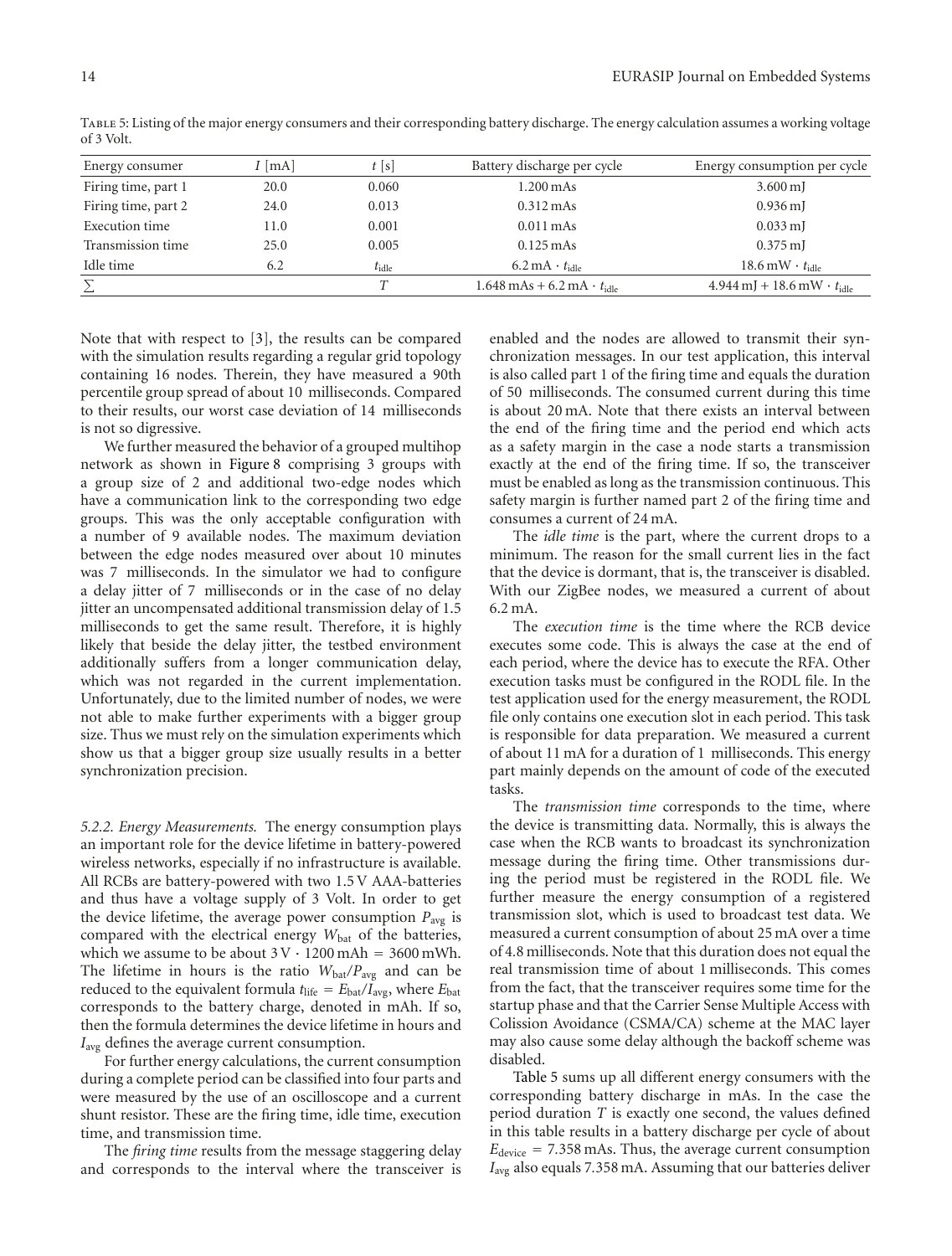Table 5: Listing of the major energy consumers and their corresponding battery discharge. The energy calculation assumes a working voltage of 3 Volt.

| Energy consumer | $I$ [mA] | $t$ [s] | Battery discharge per cycle | Energy consumption per cycle |
|---|---|---|---|---|
| Firing time, part 1 | 20.0 | 0.060 | 1.200 mAs | 3.600 mJ |
| Firing time, part 2 | 24.0 | 0.013 | 0.312 mAs | 0.936 mJ |
| Execution time | 11.0 | 0.001 | 0.011 mAs | 0.033 mJ |
| Transmission time | 25.0 | 0.005 | 0.125 mAs | 0.375 mJ |
| Idle time | 6.2 | $t_{\text{idle}}$ | $6.2\,\text{mA} \cdot t_{\text{idle}}$ | $18.6\,\text{mW} \cdot t_{\text{idle}}$ |
| $\sum$ | | $T$ | $1.648\,\text{mAs} + 6.2\,\text{mA} \cdot t_{\text{idle}}$ | $4.944\,\text{mJ} + 18.6\,\text{mW} \cdot t_{\text{idle}}$ |

Note that with respect to [3], the results can be compared with the simulation results regarding a regular grid topology containing 16 nodes. Therein, they have measured a 90th percentile group spread of about 10 milliseconds. Compared to their results, our worst case deviation of 14 milliseconds is not so digressive.

We further measured the behavior of a grouped multihop network as shown in Figure 8 comprising 3 groups with a group size of 2 and additional two-edge nodes which have a communication link to the corresponding two edge groups. This was the only acceptable configuration with a number of 9 available nodes. The maximum deviation between the edge nodes measured over about 10 minutes was 7 milliseconds. In the simulator we had to configure a delay jitter of 7 milliseconds or in the case of no delay jitter an uncompensated additional transmission delay of 1.5 milliseconds to get the same result. Therefore, it is highly likely that beside the delay jitter, the testbed environment additionally suffers from a longer communication delay, which was not regarded in the current implementation. Unfortunately, due to the limited number of nodes, we were not able to make further experiments with a bigger group size. Thus we must rely on the simulation experiments which show us that a bigger group size usually results in a better synchronization precision.

*5.2.2. Energy Measurements.* The energy consumption plays an important role for the device lifetime in battery-powered wireless networks, especially if no infrastructure is available. All RCBs are battery-powered with two 1.5 V AAA-batteries and thus have a voltage supply of 3 Volt. In order to get the device lifetime, the average power consumption $P_{\text{avg}}$ is compared with the electrical energy $W_{\text{bat}}$ of the batteries, which we assume to be about $3\,\text{V} \cdot 1200\,\text{mAh} = 3600\,\text{mWh}$. The lifetime in hours is the ratio $W_{\text{bat}}/P_{\text{avg}}$ and can be reduced to the equivalent formula $t_{\text{life}} = E_{\text{bat}}/I_{\text{avg}}$, where $E_{\text{bat}}$ corresponds to the battery charge, denoted in mAh. If so, then the formula determines the device lifetime in hours and $I_{\text{avg}}$ defines the average current consumption.

For further energy calculations, the current consumption during a complete period can be classified into four parts and were measured by the use of an oscilloscope and a current shunt resistor. These are the firing time, idle time, execution time, and transmission time.

The *firing time* results from the message staggering delay and corresponds to the interval where the transceiver is enabled and the nodes are allowed to transmit their synchronization messages. In our test application, this interval is also called part 1 of the firing time and equals the duration of 50 milliseconds. The consumed current during this time is about 20 mA. Note that there exists an interval between the end of the firing time and the period end which acts as a safety margin in the case a node starts a transmission exactly at the end of the firing time. If so, the transceiver must be enabled as long as the transmission continuous. This safety margin is further named part 2 of the firing time and consumes a current of 24 mA.

The *idle time* is the part, where the current drops to a minimum. The reason for the small current lies in the fact that the device is dormant, that is, the transceiver is disabled. With our ZigBee nodes, we measured a current of about 6.2 mA.

The *execution time* is the time where the RCB device executes some code. This is always the case at the end of each period, where the device has to execute the RFA. Other execution tasks must be configured in the RODL file. In the test application used for the energy measurement, the RODL file only contains one execution slot in each period. This task is responsible for data preparation. We measured a current of about 11 mA for a duration of 1 milliseconds. This energy part mainly depends on the amount of code of the executed tasks.

The *transmission time* corresponds to the time, where the device is transmitting data. Normally, this is always the case when the RCB wants to broadcast its synchronization message during the firing time. Other transmissions during the period must be registered in the RODL file. We further measure the energy consumption of a registered transmission slot, which is used to broadcast test data. We measured a current consumption of about 25 mA over a time of 4.8 milliseconds. Note that this duration does not equal the real transmission time of about 1 milliseconds. This comes from the fact, that the transceiver requires some time for the startup phase and that the Carrier Sense Multiple Access with Colission Avoidance (CSMA/CA) scheme at the MAC layer may also cause some delay although the backoff scheme was disabled.

Table 5 sums up all different energy consumers with the corresponding battery discharge in mAs. In the case the period duration $T$ is exactly one second, the values defined in this table results in a battery discharge per cycle of about $E_{\text{device}} = 7.358\,\text{mAs}$. Thus, the average current consumption $I_{\text{avg}}$ also equals 7.358 mA. Assuming that our batteries deliver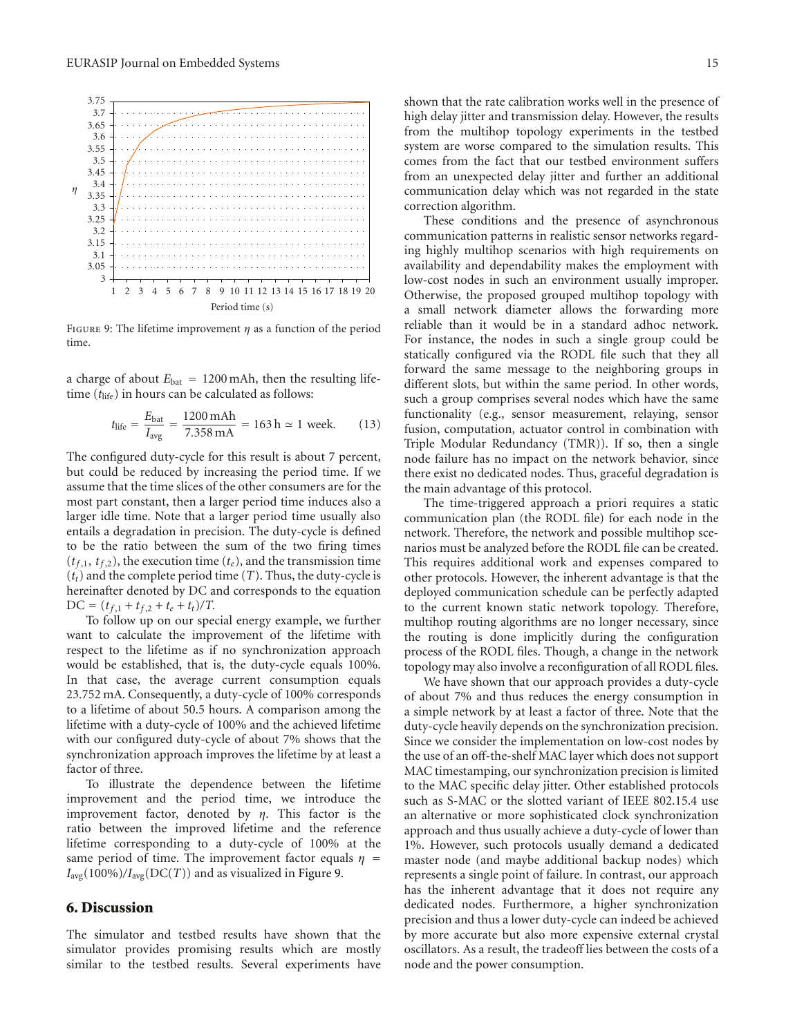3.75
3.7
3.65
3.6
3.55
3.5
3.45
3.4
3.35
3.3
3.25
3.2
3.15
3.1
3.05
3

$\eta$

1 2 3 4 5 6 7 8 9 10 11 12 13 14 15 16 17 18 19 20

Period time (s)

Figure 9: The lifetime improvement $\eta$ as a function of the period time.

a charge of about $E_{\text{bat}} = 1200\,\text{mAh}$, then the resulting lifetime ($t_{\text{life}}$) in hours can be calculated as follows:

$$t_{\text{life}} = \frac{E_{\text{bat}}}{I_{\text{avg}}} = \frac{1200\,\text{mAh}}{7.358\,\text{mA}} = 163\,\text{h} \simeq 1\ \text{week}. \tag{13}$$

The configured duty-cycle for this result is about 7 percent, but could be reduced by increasing the period time. If we assume that the time slices of the other consumers are for the most part constant, then a larger period time induces also a larger idle time. Note that a larger period time usually also entails a degradation in precision. The duty-cycle is defined to be the ratio between the sum of the two firing times ($t_{f,1}$, $t_{f,2}$), the execution time ($t_e$), and the transmission time ($t_t$) and the complete period time ($T$). Thus, the duty-cycle is hereinafter denoted by DC and corresponds to the equation $\text{DC} = (t_{f,1} + t_{f,2} + t_e + t_t)/T$.

To follow up on our special energy example, we further want to calculate the improvement of the lifetime with respect to the lifetime as if no synchronization approach would be established, that is, the duty-cycle equals 100%. In that case, the average current consumption equals 23.752 mA. Consequently, a duty-cycle of 100% corresponds to a lifetime of about 50.5 hours. A comparison among the lifetime with a duty-cycle of 100% and the achieved lifetime with our configured duty-cycle of about 7% shows that the synchronization approach improves the lifetime by at least a factor of three.

To illustrate the dependence between the lifetime improvement and the period time, we introduce the improvement factor, denoted by $\eta$. This factor is the ratio between the improved lifetime and the reference lifetime corresponding to a duty-cycle of 100% at the same period of time. The improvement factor equals $\eta = I_{\text{avg}}(100\%)/I_{\text{avg}}(\text{DC}(T))$ and as visualized in Figure 9.

## 6. Discussion

The simulator and testbed results have shown that the simulator provides promising results which are mostly similar to the testbed results. Several experiments have shown that the rate calibration works well in the presence of high delay jitter and transmission delay. However, the results from the multihop topology experiments in the testbed system are worse compared to the simulation results. This comes from the fact that our testbed environment suffers from an unexpected delay jitter and further an additional communication delay which was not regarded in the state correction algorithm.

These conditions and the presence of asynchronous communication patterns in realistic sensor networks regarding highly multihop scenarios with high requirements on availability and dependability makes the employment with low-cost nodes in such an environment usually improper. Otherwise, the proposed grouped multihop topology with a small network diameter allows the forwarding more reliable than it would be in a standard adhoc network. For instance, the nodes in such a single group could be statically configured via the RODL file such that they all forward the same message to the neighboring groups in different slots, but within the same period. In other words, such a group comprises several nodes which have the same functionality (e.g., sensor measurement, relaying, sensor fusion, computation, actuator control in combination with Triple Modular Redundancy (TMR)). If so, then a single node failure has no impact on the network behavior, since there exist no dedicated nodes. Thus, graceful degradation is the main advantage of this protocol.

The time-triggered approach a priori requires a static communication plan (the RODL file) for each node in the network. Therefore, the network and possible multihop scenarios must be analyzed before the RODL file can be created. This requires additional work and expenses compared to other protocols. However, the inherent advantage is that the deployed communication schedule can be perfectly adapted to the current known static network topology. Therefore, multihop routing algorithms are no longer necessary, since the routing is done implicitly during the configuration process of the RODL files. Though, a change in the network topology may also involve a reconfiguration of all RODL files.

We have shown that our approach provides a duty-cycle of about 7% and thus reduces the energy consumption in a simple network by at least a factor of three. Note that the duty-cycle heavily depends on the synchronization precision. Since we consider the implementation on low-cost nodes by the use of an off-the-shelf MAC layer which does not support MAC timestamping, our synchronization precision is limited to the MAC specific delay jitter. Other established protocols such as S-MAC or the slotted variant of IEEE 802.15.4 use an alternative or more sophisticated clock synchronization approach and thus usually achieve a duty-cycle of lower than 1%. However, such protocols usually demand a dedicated master node (and maybe additional backup nodes) which represents a single point of failure. In contrast, our approach has the inherent advantage that it does not require any dedicated nodes. Furthermore, a higher synchronization precision and thus a lower duty-cycle can indeed be achieved by more accurate but also more expensive external crystal oscillators. As a result, the tradeoff lies between the costs of a node and the power consumption.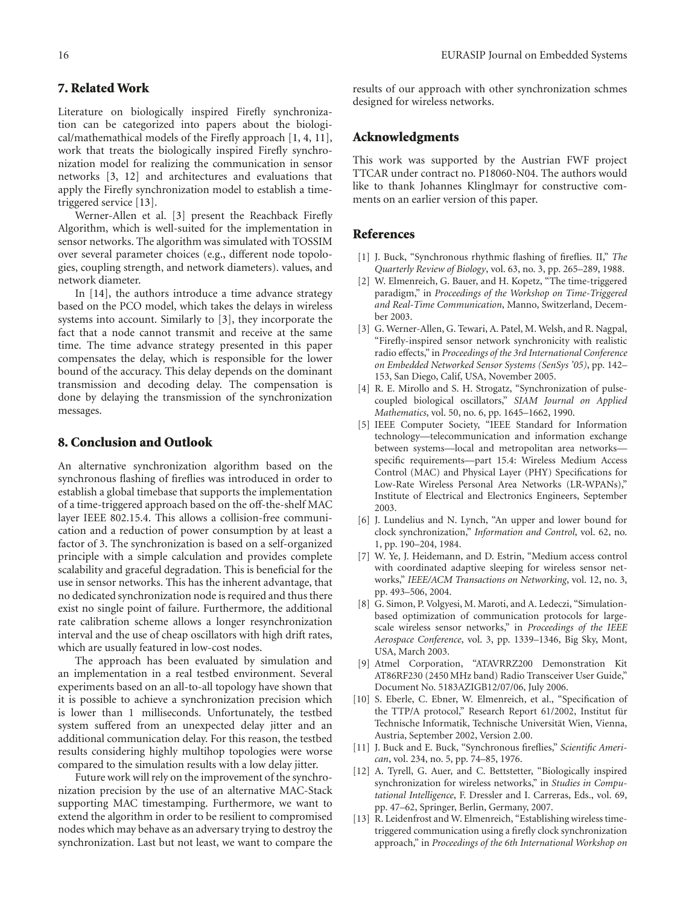## 7. Related Work

Literature on biologically inspired Firefly synchronization can be categorized into papers about the biological/mathemathical models of the Firefly approach [1, 4, 11], work that treats the biologically inspired Firefly synchronization model for realizing the communication in sensor networks [3, 12] and architectures and evaluations that apply the Firefly synchronization model to establish a time-triggered service [13].

Werner-Allen et al. [3] present the Reachback Firefly Algorithm, which is well-suited for the implementation in sensor networks. The algorithm was simulated with TOSSIM over several parameter choices (e.g., different node topologies, coupling strength, and network diameters). values, and network diameter.

In [14], the authors introduce a time advance strategy based on the PCO model, which takes the delays in wireless systems into account. Similarly to [3], they incorporate the fact that a node cannot transmit and receive at the same time. The time advance strategy presented in this paper compensates the delay, which is responsible for the lower bound of the accuracy. This delay depends on the dominant transmission and decoding delay. The compensation is done by delaying the transmission of the synchronization messages.

## 8. Conclusion and Outlook

An alternative synchronization algorithm based on the synchronous flashing of fireflies was introduced in order to establish a global timebase that supports the implementation of a time-triggered approach based on the off-the-shelf MAC layer IEEE 802.15.4. This allows a collision-free communication and a reduction of power consumption by at least a factor of 3. The synchronization is based on a self-organized principle with a simple calculation and provides complete scalability and graceful degradation. This is beneficial for the use in sensor networks. This has the inherent advantage, that no dedicated synchronization node is required and thus there exist no single point of failure. Furthermore, the additional rate calibration scheme allows a longer resynchronization interval and the use of cheap oscillators with high drift rates, which are usually featured in low-cost nodes.

The approach has been evaluated by simulation and an implementation in a real testbed environment. Several experiments based on an all-to-all topology have shown that it is possible to achieve a synchronization precision which is lower than 1 milliseconds. Unfortunately, the testbed system suffered from an unexpected delay jitter and an additional communication delay. For this reason, the testbed results considering highly multihop topologies were worse compared to the simulation results with a low delay jitter.

Future work will rely on the improvement of the synchronization precision by the use of an alternative MAC-Stack supporting MAC timestamping. Furthermore, we want to extend the algorithm in order to be resilient to compromised nodes which may behave as an adversary trying to destroy the synchronization. Last but not least, we want to compare the results of our approach with other synchronization schmes designed for wireless networks.

## Acknowledgments

This work was supported by the Austrian FWF project TTCAR under contract no. P18060-N04. The authors would like to thank Johannes Klinglmayr for constructive comments on an earlier version of this paper.

## References

[1] J. Buck, "Synchronous rhythmic flashing of fireflies. II," *The Quarterly Review of Biology*, vol. 63, no. 3, pp. 265–289, 1988.

[2] W. Elmenreich, G. Bauer, and H. Kopetz, "The time-triggered paradigm," in *Proceedings of the Workshop on Time-Triggered and Real-Time Communication*, Manno, Switzerland, December 2003.

[3] G. Werner-Allen, G. Tewari, A. Patel, M. Welsh, and R. Nagpal, "Firefly-inspired sensor network synchronicity with realistic radio effects," in *Proceedings of the 3rd International Conference on Embedded Networked Sensor Systems (SenSys '05)*, pp. 142–153, San Diego, Calif, USA, November 2005.

[4] R. E. Mirollo and S. H. Strogatz, "Synchronization of pulse-coupled biological oscillators," *SIAM Journal on Applied Mathematics*, vol. 50, no. 6, pp. 1645–1662, 1990.

[5] IEEE Computer Society, "IEEE Standard for Information technology—telecommunication and information exchange between systems—local and metropolitan area networks—specific requirements—part 15.4: Wireless Medium Access Control (MAC) and Physical Layer (PHY) Specifications for Low-Rate Wireless Personal Area Networks (LR-WPANs)," Institute of Electrical and Electronics Engineers, September 2003.

[6] J. Lundelius and N. Lynch, "An upper and lower bound for clock synchronization," *Information and Control*, vol. 62, no. 1, pp. 190–204, 1984.

[7] W. Ye, J. Heidemann, and D. Estrin, "Medium access control with coordinated adaptive sleeping for wireless sensor networks," *IEEE/ACM Transactions on Networking*, vol. 12, no. 3, pp. 493–506, 2004.

[8] G. Simon, P. Volgyesi, M. Maroti, and A. Ledeczi, "Simulation-based optimization of communication protocols for large-scale wireless sensor networks," in *Proceedings of the IEEE Aerospace Conference*, vol. 3, pp. 1339–1346, Big Sky, Mont, USA, March 2003.

[9] Atmel Corporation, "ATAVRRZ200 Demonstration Kit AT86RF230 (2450 MHz band) Radio Transceiver User Guide," Document No. 5183AZIGB12/07/06, July 2006.

[10] S. Eberle, C. Ebner, W. Elmenreich, et al., "Specification of the TTP/A protocol," Research Report 61/2002, Institut für Technische Informatik, Technische Universität Wien, Vienna, Austria, September 2002, Version 2.00.

[11] J. Buck and E. Buck, "Synchronous fireflies," *Scientific American*, vol. 234, no. 5, pp. 74–85, 1976.

[12] A. Tyrell, G. Auer, and C. Bettstetter, "Biologically inspired synchronization for wireless networks," in *Studies in Computational Intelligence*, F. Dressler and I. Carreras, Eds., vol. 69, pp. 47–62, Springer, Berlin, Germany, 2007.

[13] R. Leidenfrost and W. Elmenreich, "Establishing wireless time-triggered communication using a firefly clock synchronization approach," in *Proceedings of the 6th International Workshop on*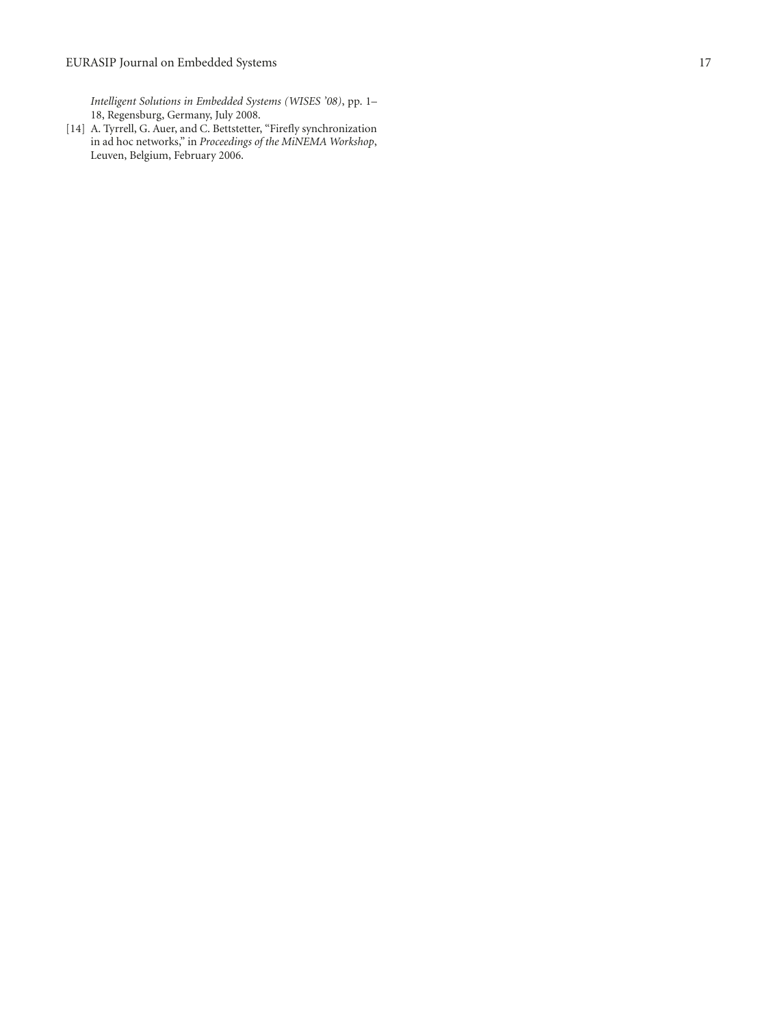*Intelligent Solutions in Embedded Systems (WISES '08)*, pp. 1–18, Regensburg, Germany, July 2008.

[14] A. Tyrrell, G. Auer, and C. Bettstetter, "Firefly synchronization in ad hoc networks," in *Proceedings of the MiNEMA Workshop*, Leuven, Belgium, February 2006.